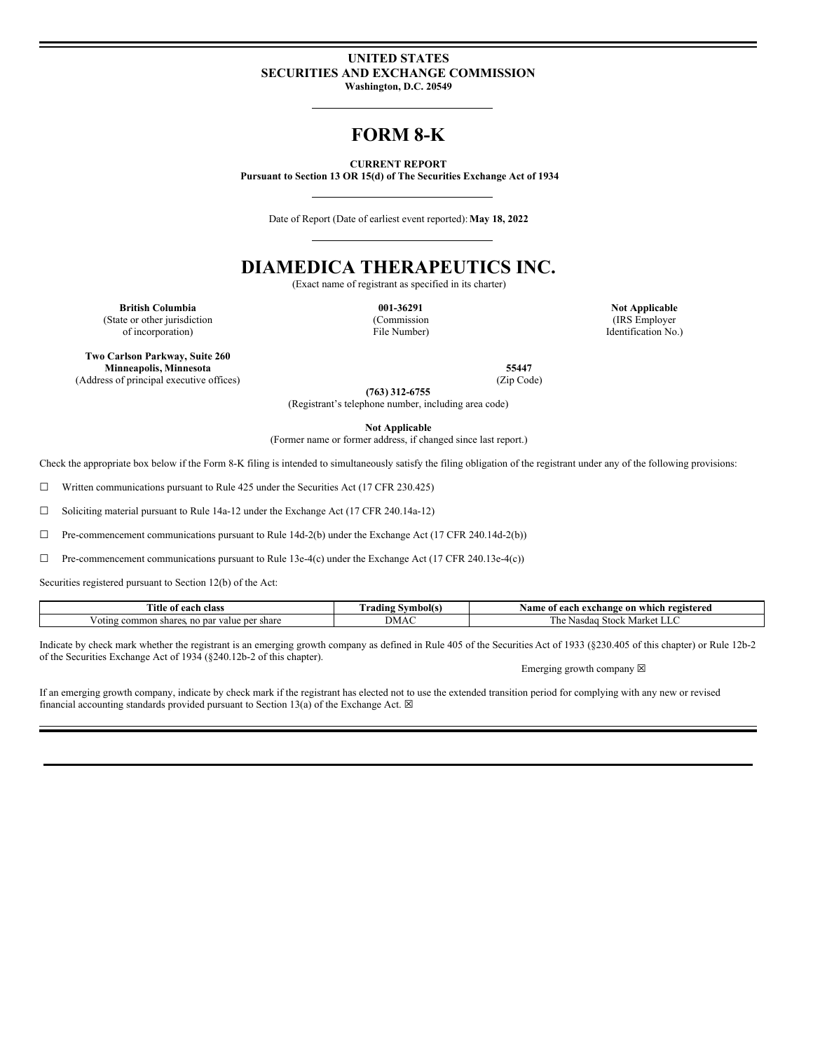**UNITED STATES**
**SECURITIES AND EXCHANGE COMMISSION**
**Washington, D.C. 20549**

# FORM 8-K

**CURRENT REPORT**
**Pursuant to Section 13 OR 15(d) of The Securities Exchange Act of 1934**

Date of Report (Date of earliest event reported): **May 18, 2022**

# DIAMEDICA THERAPEUTICS INC.

(Exact name of registrant as specified in its charter)

| **British Columbia** | **001-36291** | **Not Applicable** |
|---|---|---|
| (State or other jurisdiction of incorporation) | (Commission File Number) | (IRS Employer Identification No.) |

| **Two Carlson Parkway, Suite 260 Minneapolis, Minnesota** | **55447** |
|---|---|
| (Address of principal executive offices) | (Zip Code) |

**(763) 312-6755**
(Registrant's telephone number, including area code)

**Not Applicable**
(Former name or former address, if changed since last report.)

Check the appropriate box below if the Form 8-K filing is intended to simultaneously satisfy the filing obligation of the registrant under any of the following provisions:

☐ Written communications pursuant to Rule 425 under the Securities Act (17 CFR 230.425)

☐ Soliciting material pursuant to Rule 14a-12 under the Exchange Act (17 CFR 240.14a-12)

☐ Pre-commencement communications pursuant to Rule 14d-2(b) under the Exchange Act (17 CFR 240.14d-2(b))

☐ Pre-commencement communications pursuant to Rule 13e-4(c) under the Exchange Act (17 CFR 240.13e-4(c))

Securities registered pursuant to Section 12(b) of the Act:

| Title of each class | Trading Symbol(s) | Name of each exchange on which registered |
|---|---|---|
| Voting common shares, no par value per share | DMAC | The Nasdaq Stock Market LLC |

Indicate by check mark whether the registrant is an emerging growth company as defined in Rule 405 of the Securities Act of 1933 (§230.405 of this chapter) or Rule 12b-2 of the Securities Exchange Act of 1934 (§240.12b-2 of this chapter).

Emerging growth company ☒

If an emerging growth company, indicate by check mark if the registrant has elected not to use the extended transition period for complying with any new or revised financial accounting standards provided pursuant to Section 13(a) of the Exchange Act. ☒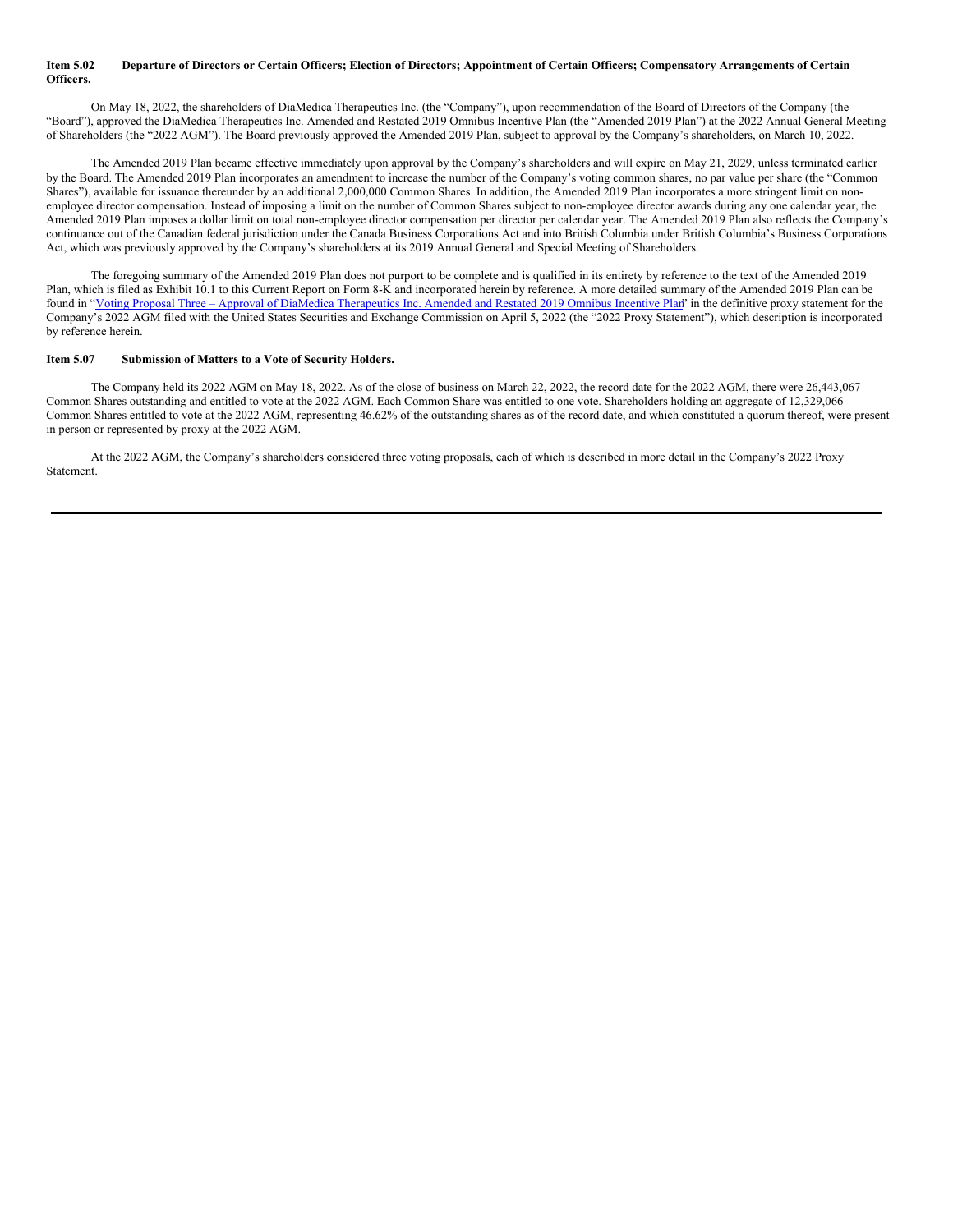**Item 5.02 Departure of Directors or Certain Officers; Election of Directors; Appointment of Certain Officers; Compensatory Arrangements of Certain Officers.**

On May 18, 2022, the shareholders of DiaMedica Therapeutics Inc. (the "Company"), upon recommendation of the Board of Directors of the Company (the "Board"), approved the DiaMedica Therapeutics Inc. Amended and Restated 2019 Omnibus Incentive Plan (the "Amended 2019 Plan") at the 2022 Annual General Meeting of Shareholders (the "2022 AGM"). The Board previously approved the Amended 2019 Plan, subject to approval by the Company's shareholders, on March 10, 2022.

The Amended 2019 Plan became effective immediately upon approval by the Company's shareholders and will expire on May 21, 2029, unless terminated earlier by the Board. The Amended 2019 Plan incorporates an amendment to increase the number of the Company's voting common shares, no par value per share (the "Common Shares"), available for issuance thereunder by an additional 2,000,000 Common Shares. In addition, the Amended 2019 Plan incorporates a more stringent limit on non-employee director compensation. Instead of imposing a limit on the number of Common Shares subject to non-employee director awards during any one calendar year, the Amended 2019 Plan imposes a dollar limit on total non-employee director compensation per director per calendar year. The Amended 2019 Plan also reflects the Company's continuance out of the Canadian federal jurisdiction under the Canada Business Corporations Act and into British Columbia under British Columbia's Business Corporations Act, which was previously approved by the Company's shareholders at its 2019 Annual General and Special Meeting of Shareholders.

The foregoing summary of the Amended 2019 Plan does not purport to be complete and is qualified in its entirety by reference to the text of the Amended 2019 Plan, which is filed as Exhibit 10.1 to this Current Report on Form 8-K and incorporated herein by reference. A more detailed summary of the Amended 2019 Plan can be found in "Voting Proposal Three – Approval of DiaMedica Therapeutics Inc. Amended and Restated 2019 Omnibus Incentive Plan" in the definitive proxy statement for the Company's 2022 AGM filed with the United States Securities and Exchange Commission on April 5, 2022 (the "2022 Proxy Statement"), which description is incorporated by reference herein.

**Item 5.07 Submission of Matters to a Vote of Security Holders.**

The Company held its 2022 AGM on May 18, 2022. As of the close of business on March 22, 2022, the record date for the 2022 AGM, there were 26,443,067 Common Shares outstanding and entitled to vote at the 2022 AGM. Each Common Share was entitled to one vote. Shareholders holding an aggregate of 12,329,066 Common Shares entitled to vote at the 2022 AGM, representing 46.62% of the outstanding shares as of the record date, and which constituted a quorum thereof, were present in person or represented by proxy at the 2022 AGM.

At the 2022 AGM, the Company's shareholders considered three voting proposals, each of which is described in more detail in the Company's 2022 Proxy Statement.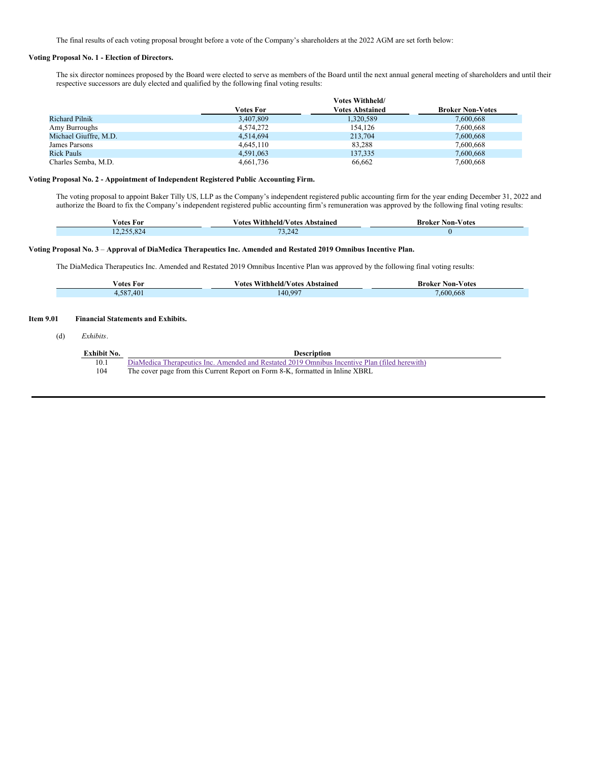The final results of each voting proposal brought before a vote of the Company's shareholders at the 2022 AGM are set forth below:

**Voting Proposal No. 1 - Election of Directors.**

The six director nominees proposed by the Board were elected to serve as members of the Board until the next annual general meeting of shareholders and until their respective successors are duly elected and qualified by the following final voting results:

| | Votes For | Votes Withheld/ Votes Abstained | Broker Non-Votes |
|---|---|---|---|
| Richard Pilnik | 3,407,809 | 1,320,589 | 7,600,668 |
| Amy Burroughs | 4,574,272 | 154,126 | 7,600,668 |
| Michael Giuffre, M.D. | 4,514,694 | 213,704 | 7,600,668 |
| James Parsons | 4,645,110 | 83,288 | 7,600,668 |
| Rick Pauls | 4,591,063 | 137,335 | 7,600,668 |
| Charles Semba, M.D. | 4,661,736 | 66,662 | 7,600,668 |

**Voting Proposal No. 2 - Appointment of Independent Registered Public Accounting Firm.**

The voting proposal to appoint Baker Tilly US, LLP as the Company's independent registered public accounting firm for the year ending December 31, 2022 and authorize the Board to fix the Company's independent registered public accounting firm's remuneration was approved by the following final voting results:

| Votes For | Votes Withheld/Votes Abstained | Broker Non-Votes |
|---|---|---|
| 12,255,824 | 73,242 | 0 |

**Voting Proposal No. 3 – Approval of DiaMedica Therapeutics Inc. Amended and Restated 2019 Omnibus Incentive Plan.**

The DiaMedica Therapeutics Inc. Amended and Restated 2019 Omnibus Incentive Plan was approved by the following final voting results:

| Votes For | Votes Withheld/Votes Abstained | Broker Non-Votes |
|---|---|---|
| 4,587,401 | 140,997 | 7,600,668 |

**Item 9.01 Financial Statements and Exhibits.**

(d) *Exhibits*.

| Exhibit No. | Description |
|---|---|
| 10.1 | DiaMedica Therapeutics Inc. Amended and Restated 2019 Omnibus Incentive Plan (filed herewith) |
| 104 | The cover page from this Current Report on Form 8-K, formatted in Inline XBRL |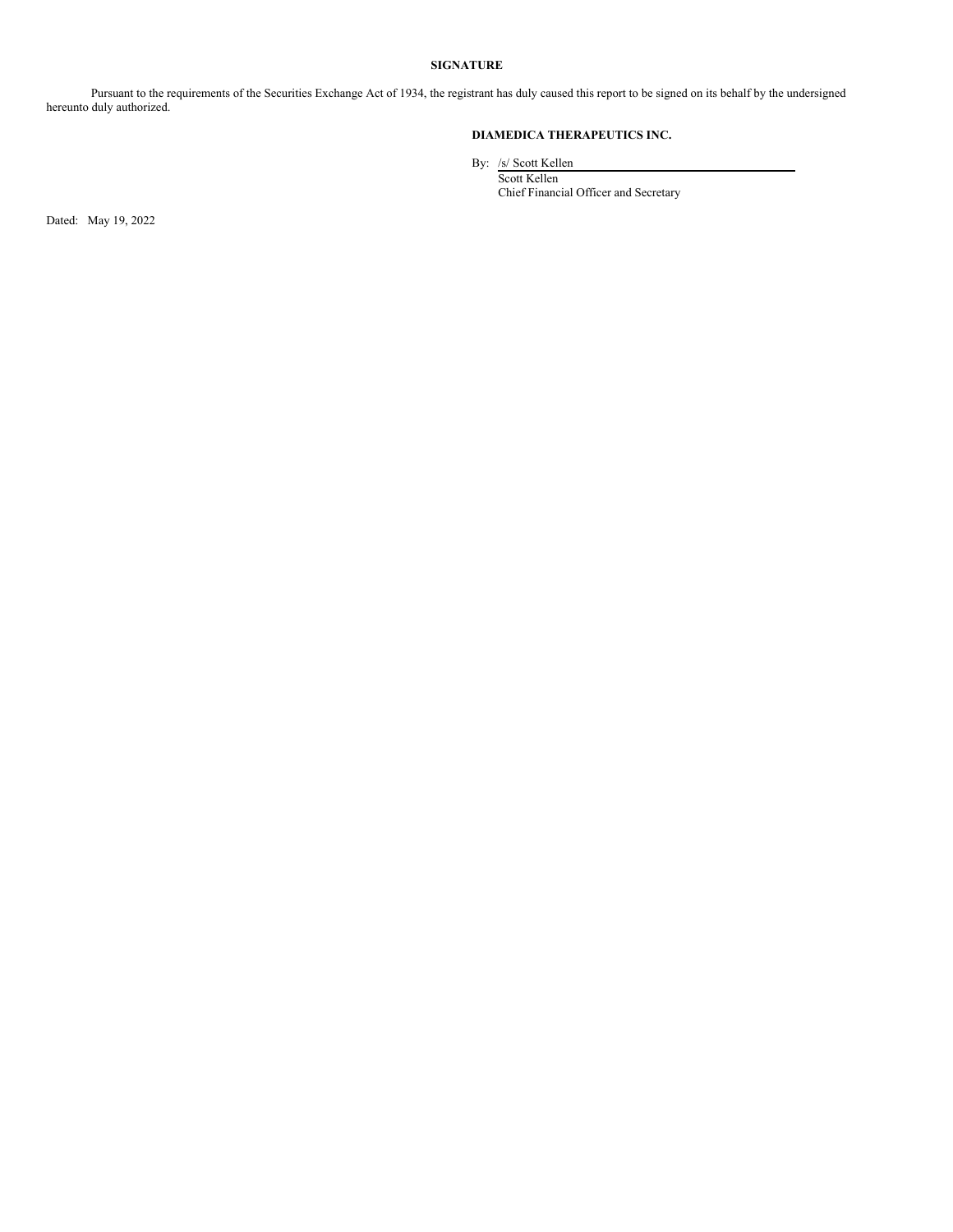**SIGNATURE**

Pursuant to the requirements of the Securities Exchange Act of 1934, the registrant has duly caused this report to be signed on its behalf by the undersigned hereunto duly authorized.

**DIAMEDICA THERAPEUTICS INC.**

By: /s/ Scott Kellen
Scott Kellen
Chief Financial Officer and Secretary

Dated: May 19, 2022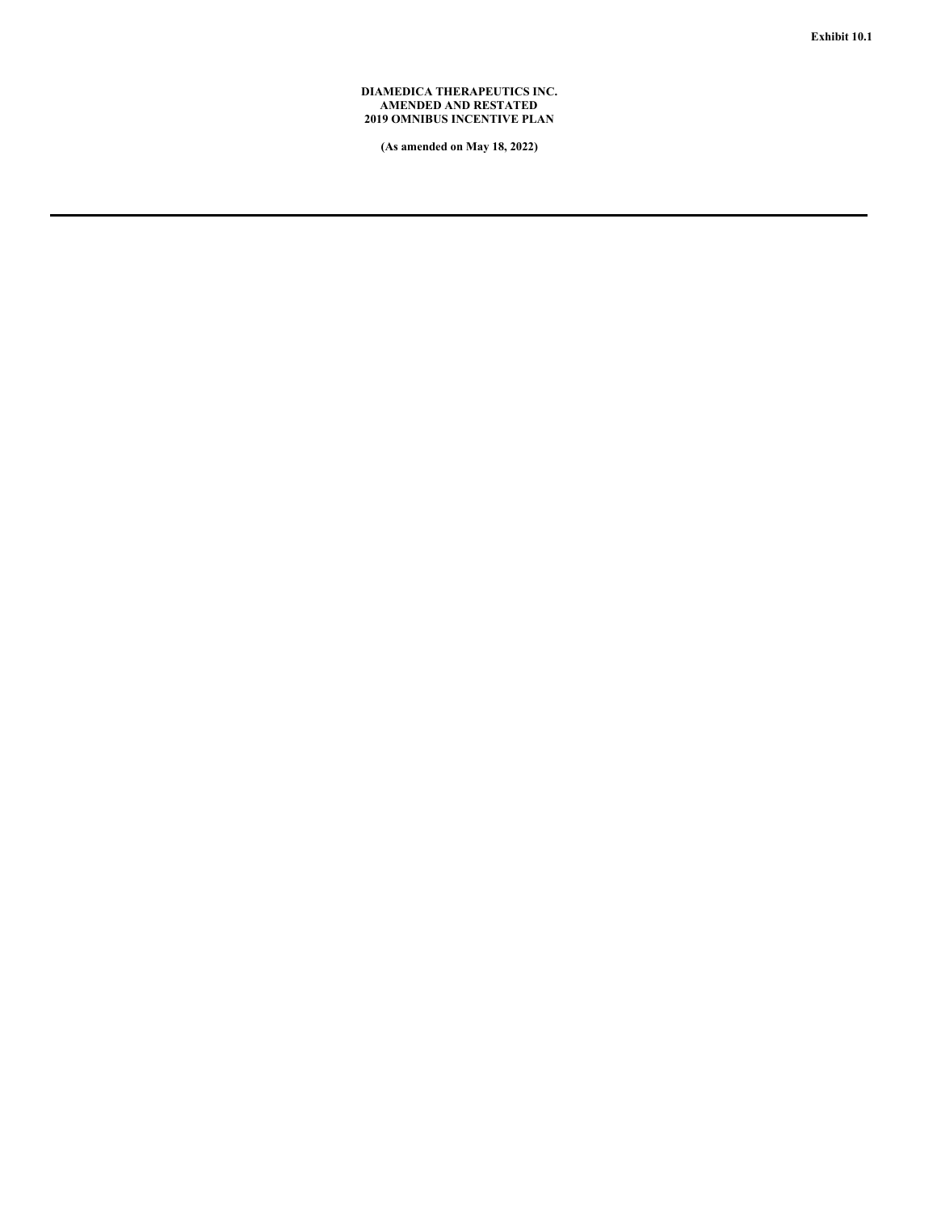Exhibit 10.1

# DIAMEDICA THERAPEUTICS INC.
# AMENDED AND RESTATED
# 2019 OMNIBUS INCENTIVE PLAN

**(As amended on May 18, 2022)**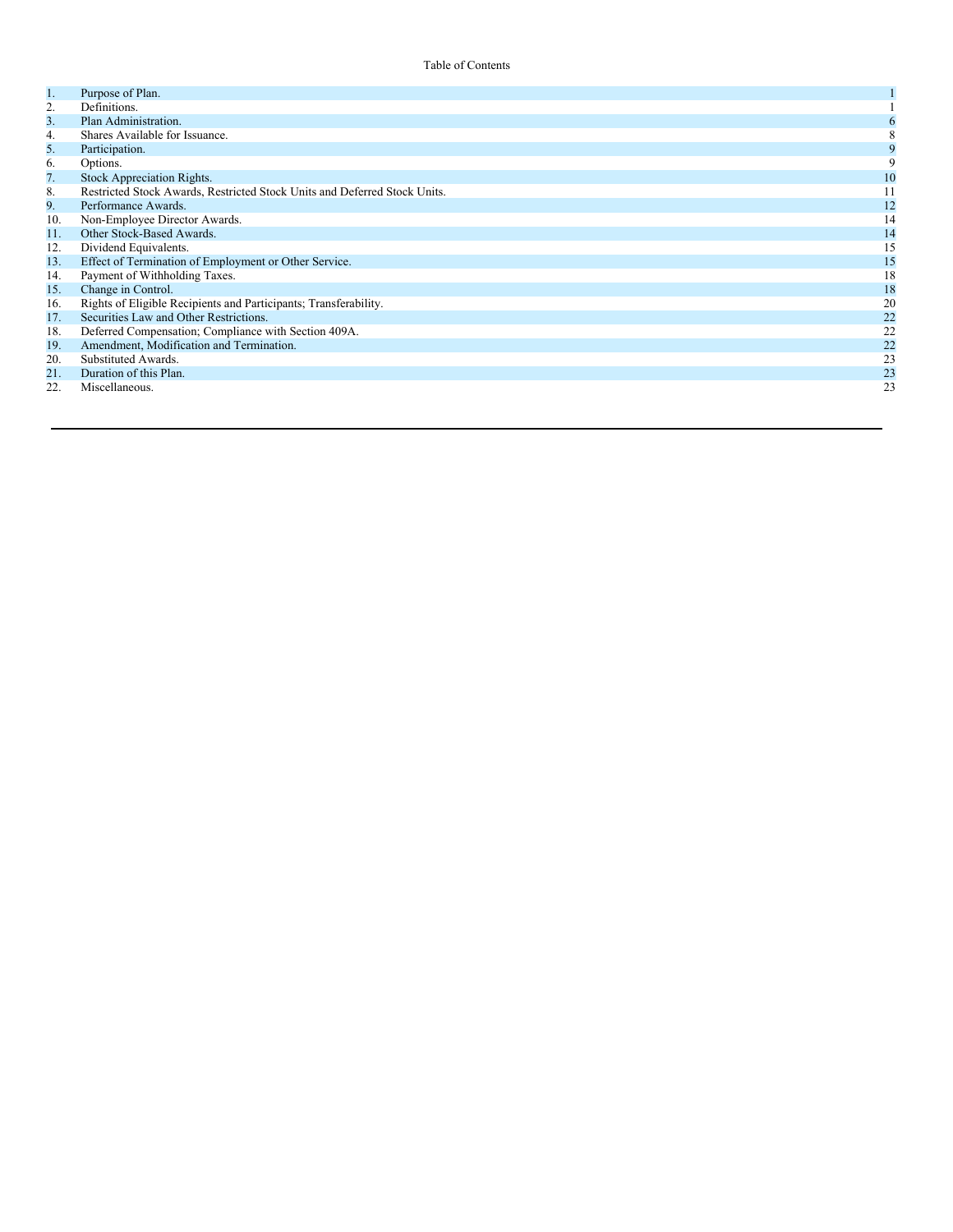Table of Contents

| | | |
|---|---|---|
| 1. | Purpose of Plan. | 1 |
| 2. | Definitions. | 1 |
| 3. | Plan Administration. | 6 |
| 4. | Shares Available for Issuance. | 8 |
| 5. | Participation. | 9 |
| 6. | Options. | 9 |
| 7. | Stock Appreciation Rights. | 10 |
| 8. | Restricted Stock Awards, Restricted Stock Units and Deferred Stock Units. | 11 |
| 9. | Performance Awards. | 12 |
| 10. | Non-Employee Director Awards. | 14 |
| 11. | Other Stock-Based Awards. | 14 |
| 12. | Dividend Equivalents. | 15 |
| 13. | Effect of Termination of Employment or Other Service. | 15 |
| 14. | Payment of Withholding Taxes. | 18 |
| 15. | Change in Control. | 18 |
| 16. | Rights of Eligible Recipients and Participants; Transferability. | 20 |
| 17. | Securities Law and Other Restrictions. | 22 |
| 18. | Deferred Compensation; Compliance with Section 409A. | 22 |
| 19. | Amendment, Modification and Termination. | 22 |
| 20. | Substituted Awards. | 23 |
| 21. | Duration of this Plan. | 23 |
| 22. | Miscellaneous. | 23 |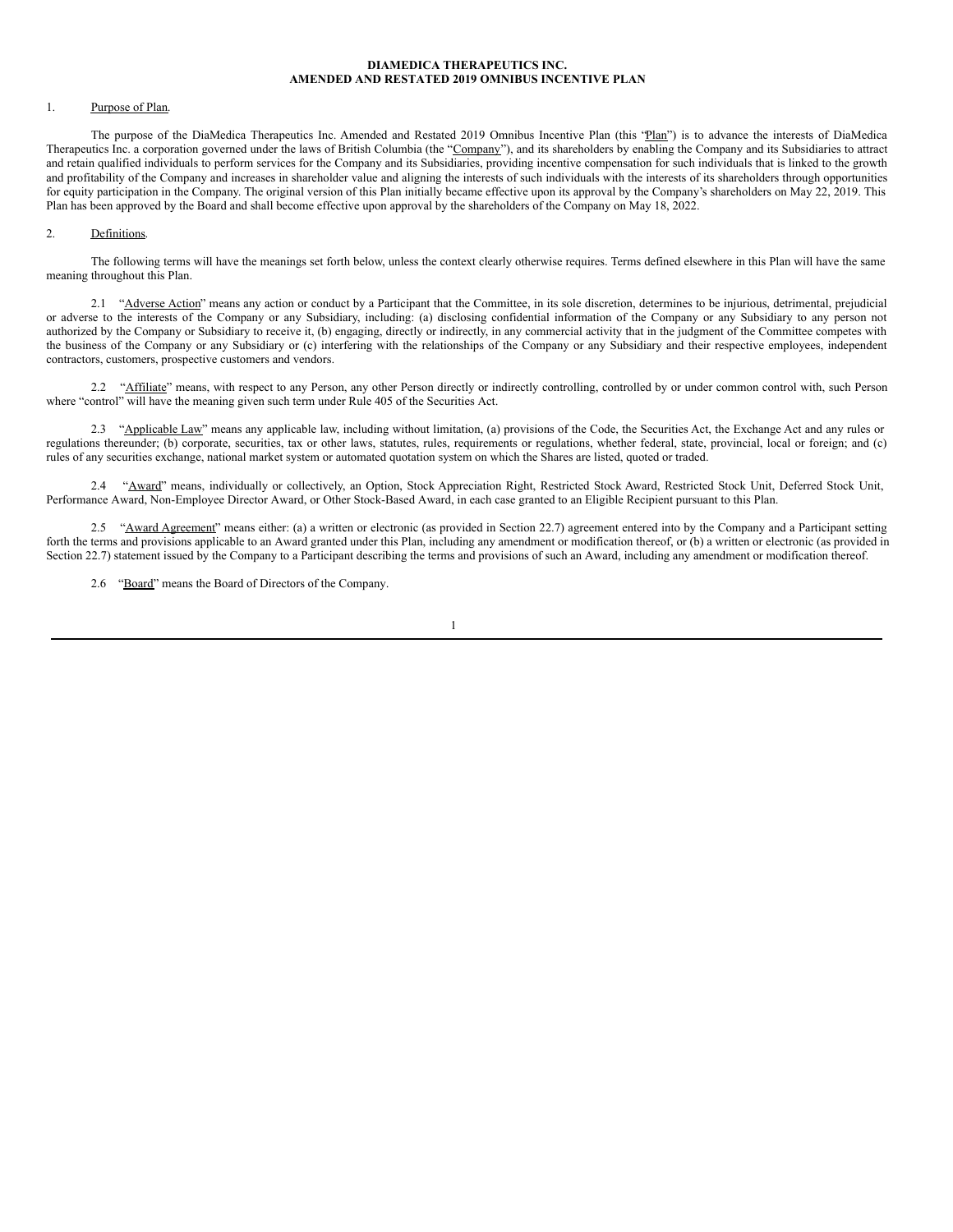**DIAMEDICA THERAPEUTICS INC.**
**AMENDED AND RESTATED 2019 OMNIBUS INCENTIVE PLAN**

1. Purpose of Plan.

The purpose of the DiaMedica Therapeutics Inc. Amended and Restated 2019 Omnibus Incentive Plan (this "Plan") is to advance the interests of DiaMedica Therapeutics Inc. a corporation governed under the laws of British Columbia (the "Company"), and its shareholders by enabling the Company and its Subsidiaries to attract and retain qualified individuals to perform services for the Company and its Subsidiaries, providing incentive compensation for such individuals that is linked to the growth and profitability of the Company and increases in shareholder value and aligning the interests of such individuals with the interests of its shareholders through opportunities for equity participation in the Company. The original version of this Plan initially became effective upon its approval by the Company's shareholders on May 22, 2019. This Plan has been approved by the Board and shall become effective upon approval by the shareholders of the Company on May 18, 2022.

2. Definitions.

The following terms will have the meanings set forth below, unless the context clearly otherwise requires. Terms defined elsewhere in this Plan will have the same meaning throughout this Plan.

2.1 "Adverse Action" means any action or conduct by a Participant that the Committee, in its sole discretion, determines to be injurious, detrimental, prejudicial or adverse to the interests of the Company or any Subsidiary, including: (a) disclosing confidential information of the Company or any Subsidiary to any person not authorized by the Company or Subsidiary to receive it, (b) engaging, directly or indirectly, in any commercial activity that in the judgment of the Committee competes with the business of the Company or any Subsidiary or (c) interfering with the relationships of the Company or any Subsidiary and their respective employees, independent contractors, customers, prospective customers and vendors.

2.2 "Affiliate" means, with respect to any Person, any other Person directly or indirectly controlling, controlled by or under common control with, such Person where "control" will have the meaning given such term under Rule 405 of the Securities Act.

2.3 "Applicable Law" means any applicable law, including without limitation, (a) provisions of the Code, the Securities Act, the Exchange Act and any rules or regulations thereunder; (b) corporate, securities, tax or other laws, statutes, rules, requirements or regulations, whether federal, state, provincial, local or foreign; and (c) rules of any securities exchange, national market system or automated quotation system on which the Shares are listed, quoted or traded.

2.4 "Award" means, individually or collectively, an Option, Stock Appreciation Right, Restricted Stock Award, Restricted Stock Unit, Deferred Stock Unit, Performance Award, Non-Employee Director Award, or Other Stock-Based Award, in each case granted to an Eligible Recipient pursuant to this Plan.

2.5 "Award Agreement" means either: (a) a written or electronic (as provided in Section 22.7) agreement entered into by the Company and a Participant setting forth the terms and provisions applicable to an Award granted under this Plan, including any amendment or modification thereof, or (b) a written or electronic (as provided in Section 22.7) statement issued by the Company to a Participant describing the terms and provisions of such an Award, including any amendment or modification thereof.

2.6 "Board" means the Board of Directors of the Company.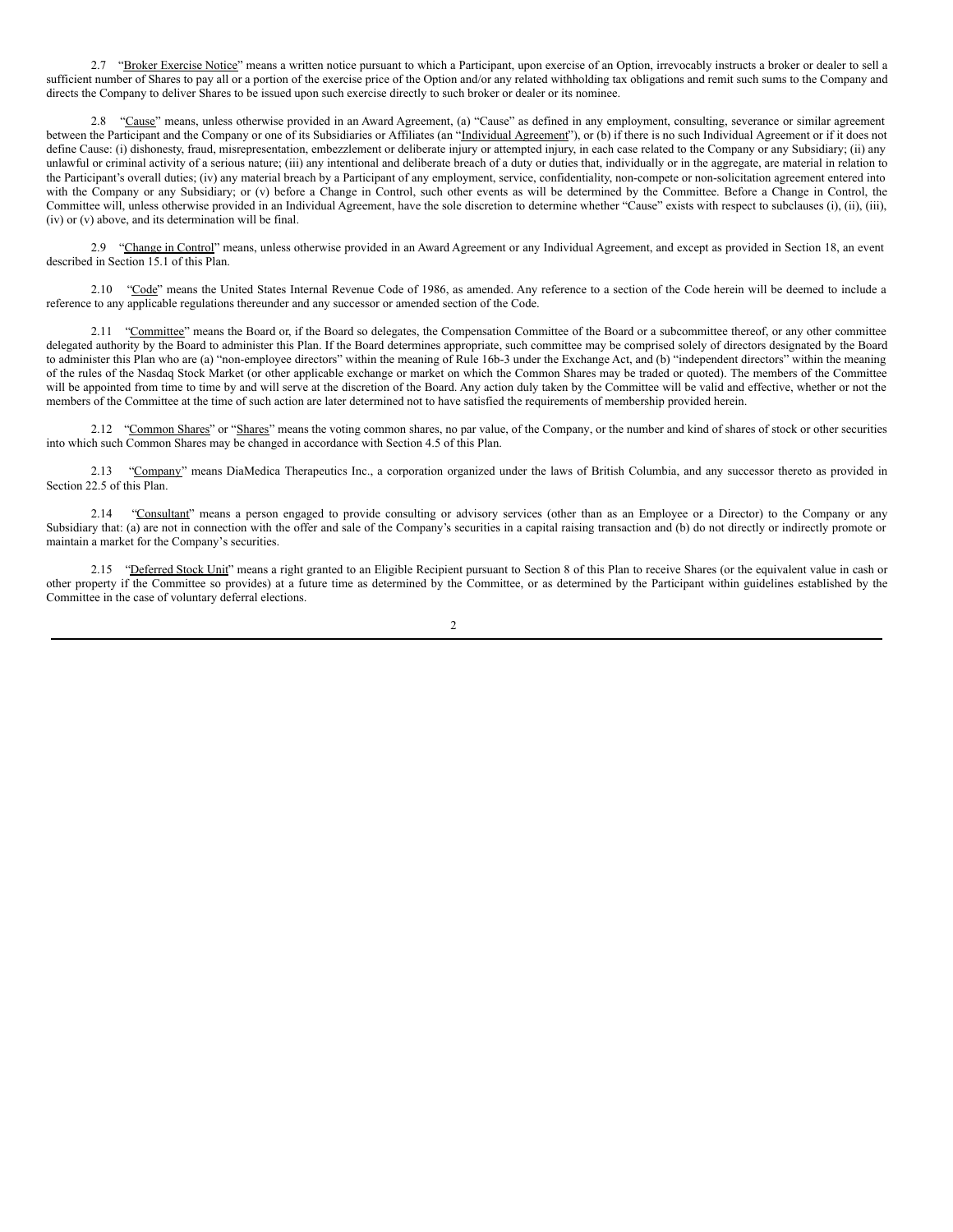2.7 "Broker Exercise Notice" means a written notice pursuant to which a Participant, upon exercise of an Option, irrevocably instructs a broker or dealer to sell a sufficient number of Shares to pay all or a portion of the exercise price of the Option and/or any related withholding tax obligations and remit such sums to the Company and directs the Company to deliver Shares to be issued upon such exercise directly to such broker or dealer or its nominee.

2.8 "Cause" means, unless otherwise provided in an Award Agreement, (a) "Cause" as defined in any employment, consulting, severance or similar agreement between the Participant and the Company or one of its Subsidiaries or Affiliates (an "Individual Agreement"), or (b) if there is no such Individual Agreement or if it does not define Cause: (i) dishonesty, fraud, misrepresentation, embezzlement or deliberate injury or attempted injury, in each case related to the Company or any Subsidiary; (ii) any unlawful or criminal activity of a serious nature; (iii) any intentional and deliberate breach of a duty or duties that, individually or in the aggregate, are material in relation to the Participant's overall duties; (iv) any material breach by a Participant of any employment, service, confidentiality, non-compete or non-solicitation agreement entered into with the Company or any Subsidiary; or (v) before a Change in Control, such other events as will be determined by the Committee. Before a Change in Control, the Committee will, unless otherwise provided in an Individual Agreement, have the sole discretion to determine whether "Cause" exists with respect to subclauses (i), (ii), (iii), (iv) or (v) above, and its determination will be final.

2.9 "Change in Control" means, unless otherwise provided in an Award Agreement or any Individual Agreement, and except as provided in Section 18, an event described in Section 15.1 of this Plan.

2.10 "Code" means the United States Internal Revenue Code of 1986, as amended. Any reference to a section of the Code herein will be deemed to include a reference to any applicable regulations thereunder and any successor or amended section of the Code.

2.11 "Committee" means the Board or, if the Board so delegates, the Compensation Committee of the Board or a subcommittee thereof, or any other committee delegated authority by the Board to administer this Plan. If the Board determines appropriate, such committee may be comprised solely of directors designated by the Board to administer this Plan who are (a) "non-employee directors" within the meaning of Rule 16b-3 under the Exchange Act, and (b) "independent directors" within the meaning of the rules of the Nasdaq Stock Market (or other applicable exchange or market on which the Common Shares may be traded or quoted). The members of the Committee will be appointed from time to time by and will serve at the discretion of the Board. Any action duly taken by the Committee will be valid and effective, whether or not the members of the Committee at the time of such action are later determined not to have satisfied the requirements of membership provided herein.

2.12 "Common Shares" or "Shares" means the voting common shares, no par value, of the Company, or the number and kind of shares of stock or other securities into which such Common Shares may be changed in accordance with Section 4.5 of this Plan.

2.13 "Company" means DiaMedica Therapeutics Inc., a corporation organized under the laws of British Columbia, and any successor thereto as provided in Section 22.5 of this Plan.

2.14 "Consultant" means a person engaged to provide consulting or advisory services (other than as an Employee or a Director) to the Company or any Subsidiary that: (a) are not in connection with the offer and sale of the Company's securities in a capital raising transaction and (b) do not directly or indirectly promote or maintain a market for the Company's securities.

2.15 "Deferred Stock Unit" means a right granted to an Eligible Recipient pursuant to Section 8 of this Plan to receive Shares (or the equivalent value in cash or other property if the Committee so provides) at a future time as determined by the Committee, or as determined by the Participant within guidelines established by the Committee in the case of voluntary deferral elections.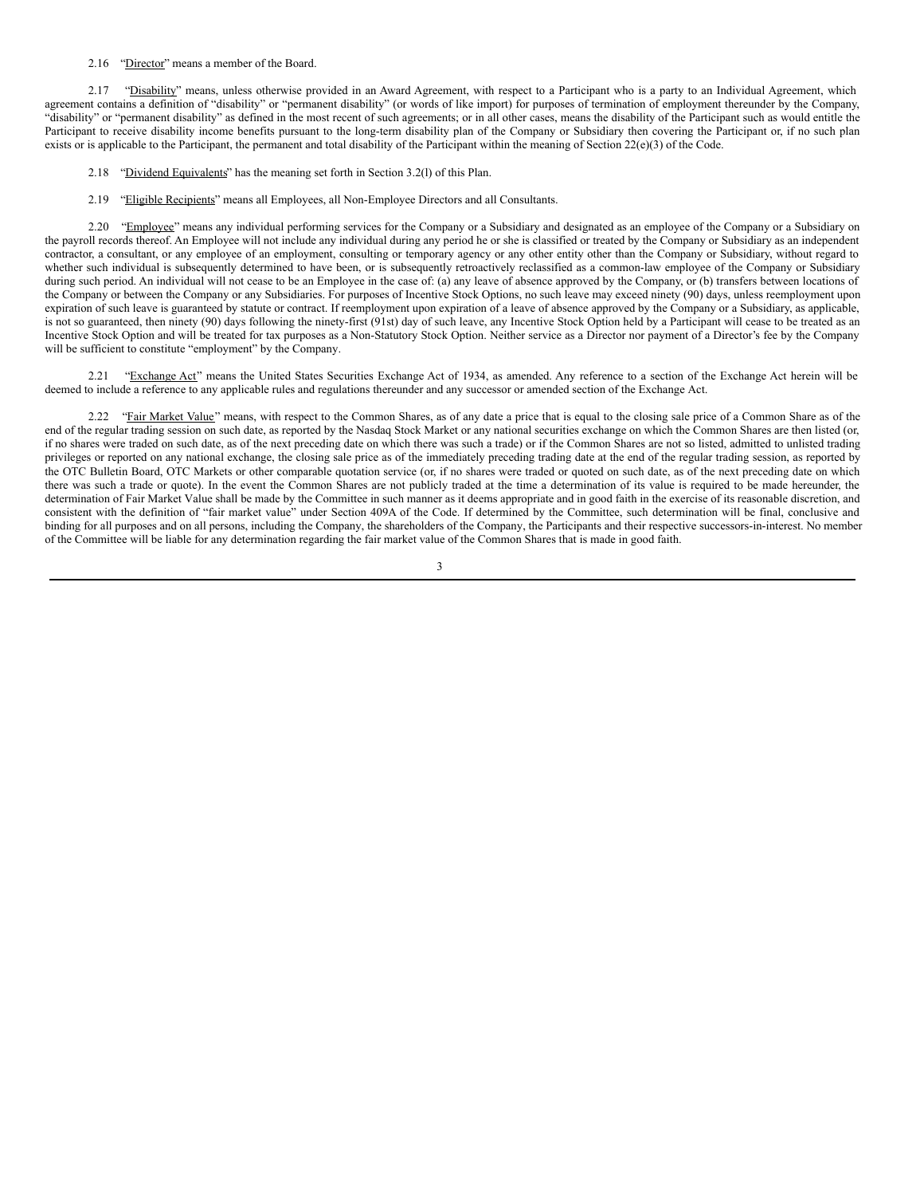2.16 "Director" means a member of the Board.

2.17 "Disability" means, unless otherwise provided in an Award Agreement, with respect to a Participant who is a party to an Individual Agreement, which agreement contains a definition of "disability" or "permanent disability" (or words of like import) for purposes of termination of employment thereunder by the Company, "disability" or "permanent disability" as defined in the most recent of such agreements; or in all other cases, means the disability of the Participant such as would entitle the Participant to receive disability income benefits pursuant to the long-term disability plan of the Company or Subsidiary then covering the Participant or, if no such plan exists or is applicable to the Participant, the permanent and total disability of the Participant within the meaning of Section 22(e)(3) of the Code.

2.18 "Dividend Equivalents" has the meaning set forth in Section 3.2(l) of this Plan.

2.19 "Eligible Recipients" means all Employees, all Non-Employee Directors and all Consultants.

2.20 "Employee" means any individual performing services for the Company or a Subsidiary and designated as an employee of the Company or a Subsidiary on the payroll records thereof. An Employee will not include any individual during any period he or she is classified or treated by the Company or Subsidiary as an independent contractor, a consultant, or any employee of an employment, consulting or temporary agency or any other entity other than the Company or Subsidiary, without regard to whether such individual is subsequently determined to have been, or is subsequently retroactively reclassified as a common-law employee of the Company or Subsidiary during such period. An individual will not cease to be an Employee in the case of: (a) any leave of absence approved by the Company, or (b) transfers between locations of the Company or between the Company or any Subsidiaries. For purposes of Incentive Stock Options, no such leave may exceed ninety (90) days, unless reemployment upon expiration of such leave is guaranteed by statute or contract. If reemployment upon expiration of a leave of absence approved by the Company or a Subsidiary, as applicable, is not so guaranteed, then ninety (90) days following the ninety-first (91st) day of such leave, any Incentive Stock Option held by a Participant will cease to be treated as an Incentive Stock Option and will be treated for tax purposes as a Non-Statutory Stock Option. Neither service as a Director nor payment of a Director's fee by the Company will be sufficient to constitute "employment" by the Company.

2.21 "Exchange Act" means the United States Securities Exchange Act of 1934, as amended. Any reference to a section of the Exchange Act herein will be deemed to include a reference to any applicable rules and regulations thereunder and any successor or amended section of the Exchange Act.

2.22 "Fair Market Value" means, with respect to the Common Shares, as of any date a price that is equal to the closing sale price of a Common Share as of the end of the regular trading session on such date, as reported by the Nasdaq Stock Market or any national securities exchange on which the Common Shares are then listed (or, if no shares were traded on such date, as of the next preceding date on which there was such a trade) or if the Common Shares are not so listed, admitted to unlisted trading privileges or reported on any national exchange, the closing sale price as of the immediately preceding trading date at the end of the regular trading session, as reported by the OTC Bulletin Board, OTC Markets or other comparable quotation service (or, if no shares were traded or quoted on such date, as of the next preceding date on which there was such a trade or quote). In the event the Common Shares are not publicly traded at the time a determination of its value is required to be made hereunder, the determination of Fair Market Value shall be made by the Committee in such manner as it deems appropriate and in good faith in the exercise of its reasonable discretion, and consistent with the definition of "fair market value" under Section 409A of the Code. If determined by the Committee, such determination will be final, conclusive and binding for all purposes and on all persons, including the Company, the shareholders of the Company, the Participants and their respective successors-in-interest. No member of the Committee will be liable for any determination regarding the fair market value of the Common Shares that is made in good faith.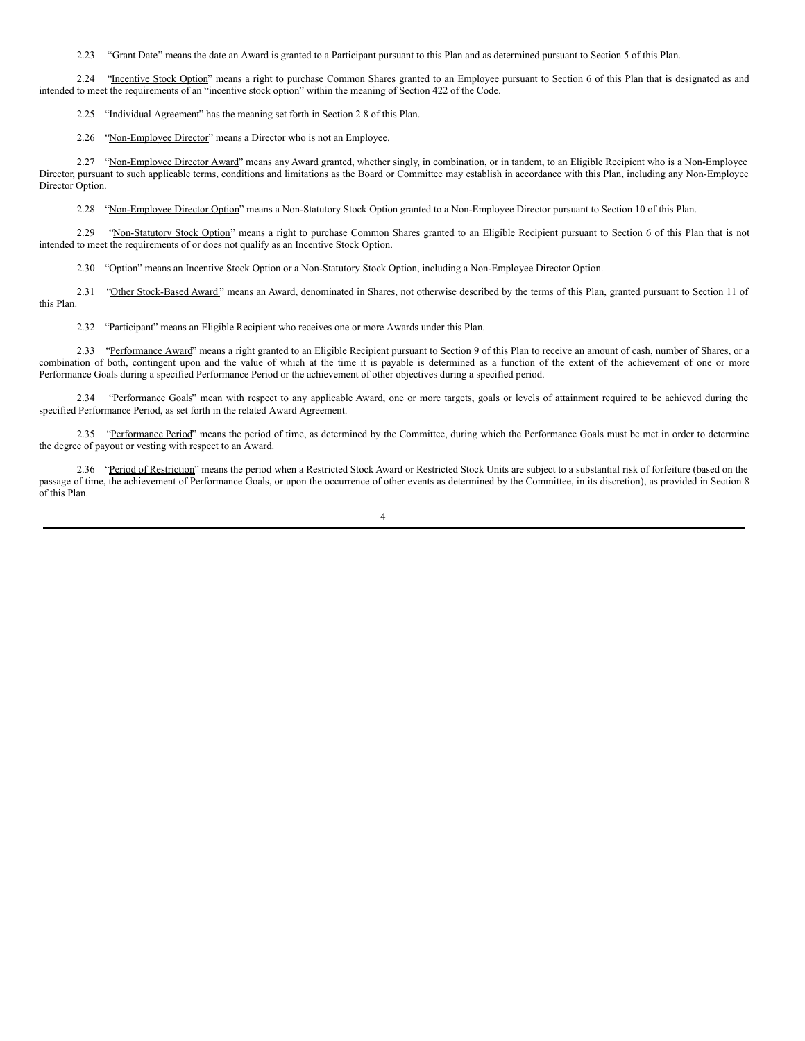2.23 "Grant Date" means the date an Award is granted to a Participant pursuant to this Plan and as determined pursuant to Section 5 of this Plan.

2.24 "Incentive Stock Option" means a right to purchase Common Shares granted to an Employee pursuant to Section 6 of this Plan that is designated as and intended to meet the requirements of an "incentive stock option" within the meaning of Section 422 of the Code.

2.25 "Individual Agreement" has the meaning set forth in Section 2.8 of this Plan.

2.26 "Non-Employee Director" means a Director who is not an Employee.

2.27 "Non-Employee Director Award" means any Award granted, whether singly, in combination, or in tandem, to an Eligible Recipient who is a Non-Employee Director, pursuant to such applicable terms, conditions and limitations as the Board or Committee may establish in accordance with this Plan, including any Non-Employee Director Option.

2.28 "Non-Employee Director Option" means a Non-Statutory Stock Option granted to a Non-Employee Director pursuant to Section 10 of this Plan.

2.29 "Non-Statutory Stock Option" means a right to purchase Common Shares granted to an Eligible Recipient pursuant to Section 6 of this Plan that is not intended to meet the requirements of or does not qualify as an Incentive Stock Option.

2.30 "Option" means an Incentive Stock Option or a Non-Statutory Stock Option, including a Non-Employee Director Option.

2.31 "Other Stock-Based Award" means an Award, denominated in Shares, not otherwise described by the terms of this Plan, granted pursuant to Section 11 of this Plan.

2.32 "Participant" means an Eligible Recipient who receives one or more Awards under this Plan.

2.33 "Performance Award" means a right granted to an Eligible Recipient pursuant to Section 9 of this Plan to receive an amount of cash, number of Shares, or a combination of both, contingent upon and the value of which at the time it is payable is determined as a function of the extent of the achievement of one or more Performance Goals during a specified Performance Period or the achievement of other objectives during a specified period.

2.34 "Performance Goals" mean with respect to any applicable Award, one or more targets, goals or levels of attainment required to be achieved during the specified Performance Period, as set forth in the related Award Agreement.

2.35 "Performance Period" means the period of time, as determined by the Committee, during which the Performance Goals must be met in order to determine the degree of payout or vesting with respect to an Award.

2.36 "Period of Restriction" means the period when a Restricted Stock Award or Restricted Stock Units are subject to a substantial risk of forfeiture (based on the passage of time, the achievement of Performance Goals, or upon the occurrence of other events as determined by the Committee, in its discretion), as provided in Section 8 of this Plan.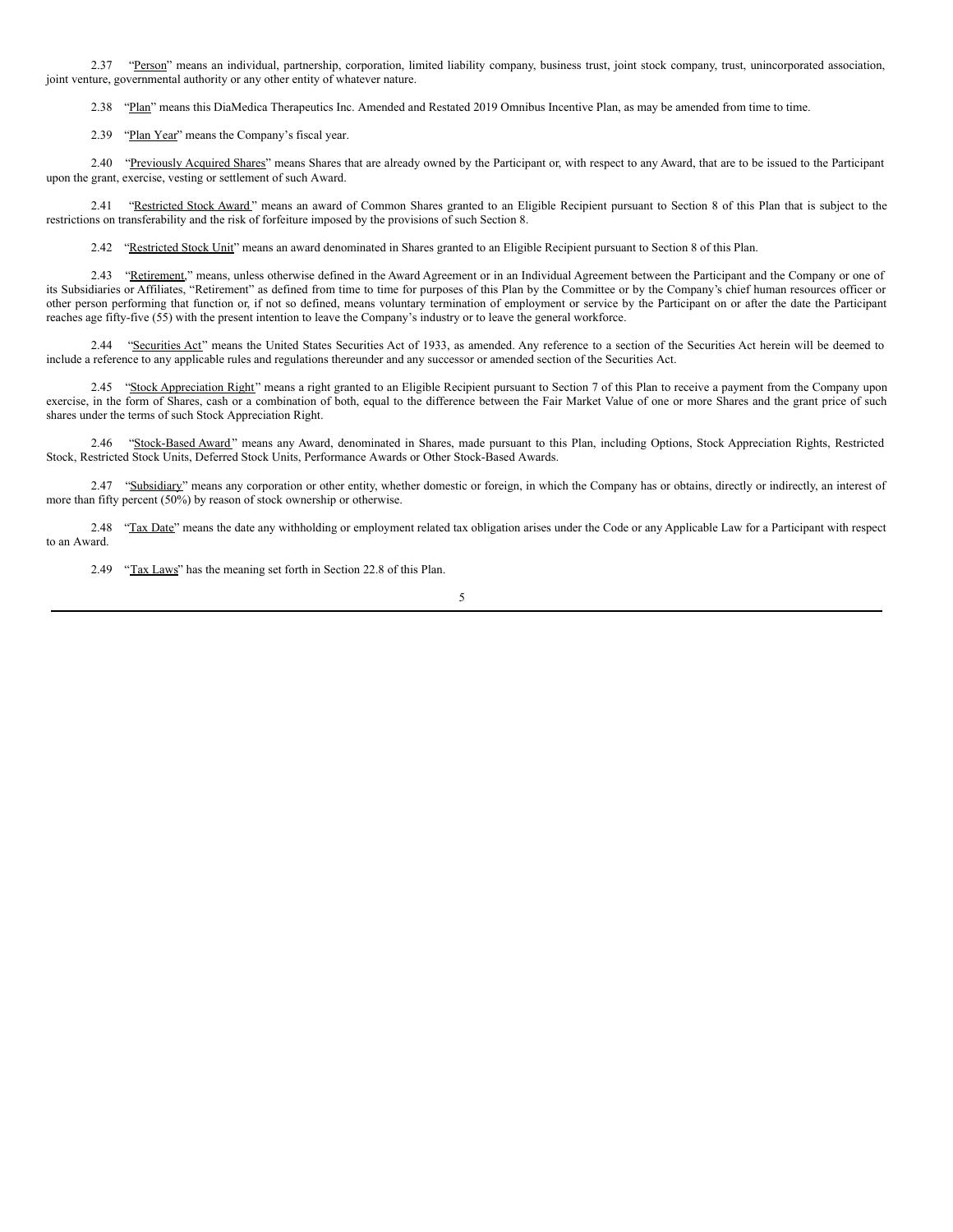2.37 "Person" means an individual, partnership, corporation, limited liability company, business trust, joint stock company, trust, unincorporated association, joint venture, governmental authority or any other entity of whatever nature.

2.38 "Plan" means this DiaMedica Therapeutics Inc. Amended and Restated 2019 Omnibus Incentive Plan, as may be amended from time to time.

2.39 "Plan Year" means the Company's fiscal year.

2.40 "Previously Acquired Shares" means Shares that are already owned by the Participant or, with respect to any Award, that are to be issued to the Participant upon the grant, exercise, vesting or settlement of such Award.

2.41 "Restricted Stock Award" means an award of Common Shares granted to an Eligible Recipient pursuant to Section 8 of this Plan that is subject to the restrictions on transferability and the risk of forfeiture imposed by the provisions of such Section 8.

2.42 "Restricted Stock Unit" means an award denominated in Shares granted to an Eligible Recipient pursuant to Section 8 of this Plan.

2.43 "Retirement," means, unless otherwise defined in the Award Agreement or in an Individual Agreement between the Participant and the Company or one of its Subsidiaries or Affiliates, "Retirement" as defined from time to time for purposes of this Plan by the Committee or by the Company's chief human resources officer or other person performing that function or, if not so defined, means voluntary termination of employment or service by the Participant on or after the date the Participant reaches age fifty-five (55) with the present intention to leave the Company's industry or to leave the general workforce.

2.44 "Securities Act" means the United States Securities Act of 1933, as amended. Any reference to a section of the Securities Act herein will be deemed to include a reference to any applicable rules and regulations thereunder and any successor or amended section of the Securities Act.

2.45 "Stock Appreciation Right" means a right granted to an Eligible Recipient pursuant to Section 7 of this Plan to receive a payment from the Company upon exercise, in the form of Shares, cash or a combination of both, equal to the difference between the Fair Market Value of one or more Shares and the grant price of such shares under the terms of such Stock Appreciation Right.

2.46 "Stock-Based Award" means any Award, denominated in Shares, made pursuant to this Plan, including Options, Stock Appreciation Rights, Restricted Stock, Restricted Stock Units, Deferred Stock Units, Performance Awards or Other Stock-Based Awards.

2.47 "Subsidiary" means any corporation or other entity, whether domestic or foreign, in which the Company has or obtains, directly or indirectly, an interest of more than fifty percent (50%) by reason of stock ownership or otherwise.

2.48 "Tax Date" means the date any withholding or employment related tax obligation arises under the Code or any Applicable Law for a Participant with respect to an Award.

2.49 "Tax Laws" has the meaning set forth in Section 22.8 of this Plan.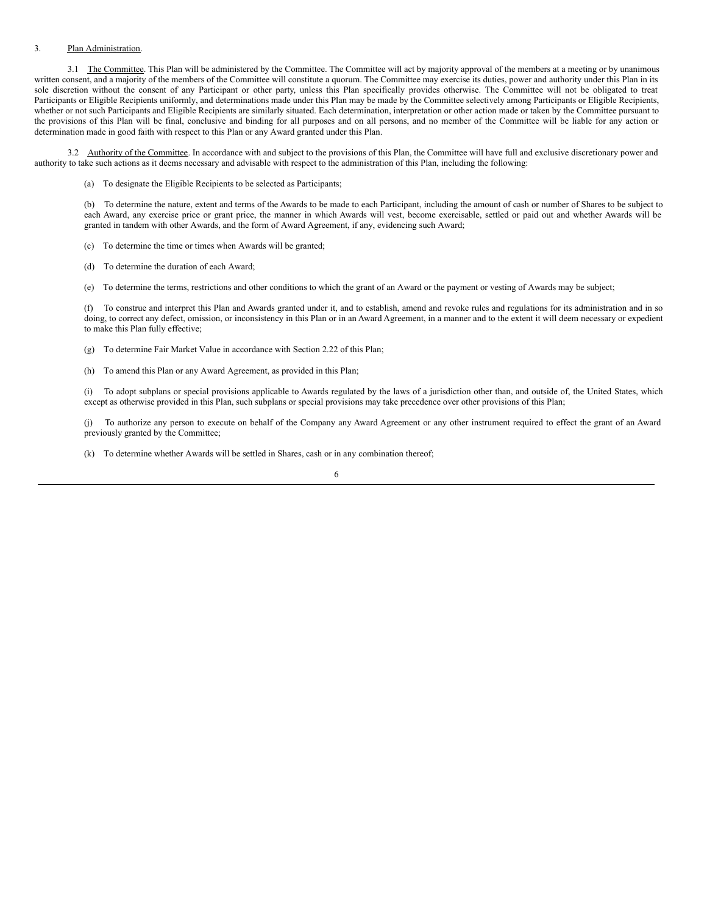3. Plan Administration.

3.1 The Committee. This Plan will be administered by the Committee. The Committee will act by majority approval of the members at a meeting or by unanimous written consent, and a majority of the members of the Committee will constitute a quorum. The Committee may exercise its duties, power and authority under this Plan in its sole discretion without the consent of any Participant or other party, unless this Plan specifically provides otherwise. The Committee will not be obligated to treat Participants or Eligible Recipients uniformly, and determinations made under this Plan may be made by the Committee selectively among Participants or Eligible Recipients, whether or not such Participants and Eligible Recipients are similarly situated. Each determination, interpretation or other action made or taken by the Committee pursuant to the provisions of this Plan will be final, conclusive and binding for all purposes and on all persons, and no member of the Committee will be liable for any action or determination made in good faith with respect to this Plan or any Award granted under this Plan.

3.2 Authority of the Committee. In accordance with and subject to the provisions of this Plan, the Committee will have full and exclusive discretionary power and authority to take such actions as it deems necessary and advisable with respect to the administration of this Plan, including the following:

(a) To designate the Eligible Recipients to be selected as Participants;

(b) To determine the nature, extent and terms of the Awards to be made to each Participant, including the amount of cash or number of Shares to be subject to each Award, any exercise price or grant price, the manner in which Awards will vest, become exercisable, settled or paid out and whether Awards will be granted in tandem with other Awards, and the form of Award Agreement, if any, evidencing such Award;

(c) To determine the time or times when Awards will be granted;

(d) To determine the duration of each Award;

(e) To determine the terms, restrictions and other conditions to which the grant of an Award or the payment or vesting of Awards may be subject;

(f) To construe and interpret this Plan and Awards granted under it, and to establish, amend and revoke rules and regulations for its administration and in so doing, to correct any defect, omission, or inconsistency in this Plan or in an Award Agreement, in a manner and to the extent it will deem necessary or expedient to make this Plan fully effective;

(g) To determine Fair Market Value in accordance with Section 2.22 of this Plan;

(h) To amend this Plan or any Award Agreement, as provided in this Plan;

(i) To adopt subplans or special provisions applicable to Awards regulated by the laws of a jurisdiction other than, and outside of, the United States, which except as otherwise provided in this Plan, such subplans or special provisions may take precedence over other provisions of this Plan;

(j) To authorize any person to execute on behalf of the Company any Award Agreement or any other instrument required to effect the grant of an Award previously granted by the Committee;

(k) To determine whether Awards will be settled in Shares, cash or in any combination thereof;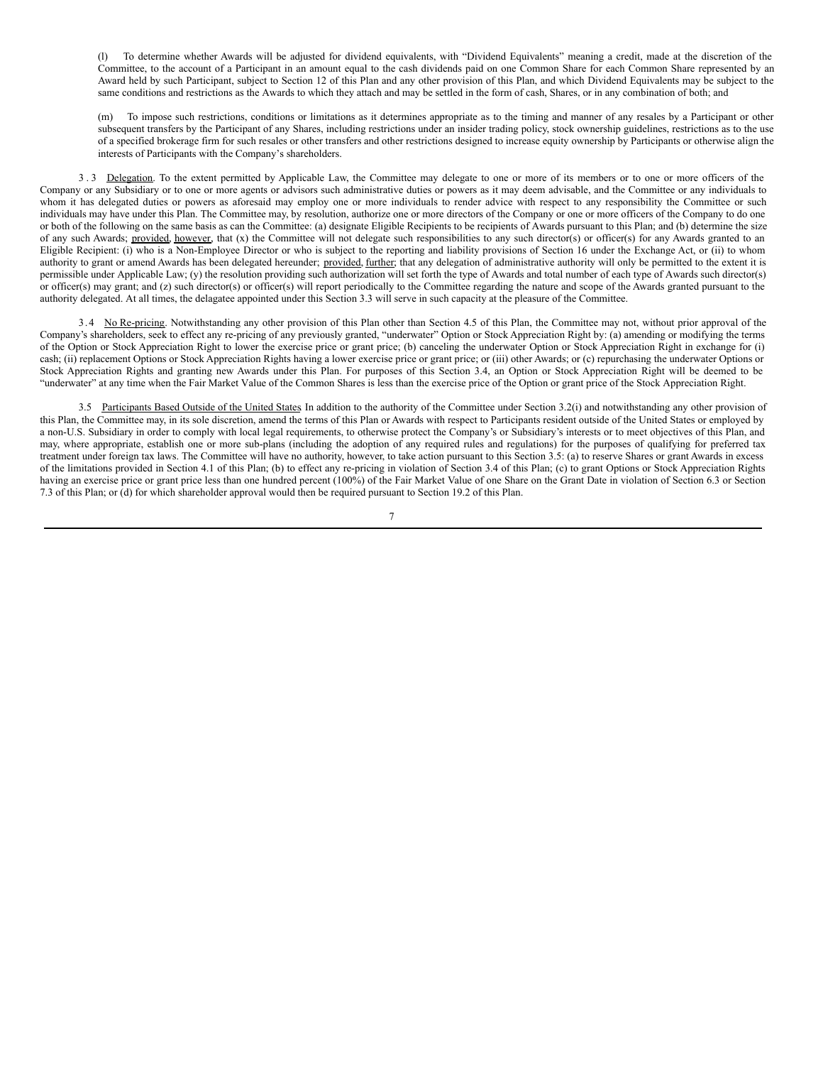(l) To determine whether Awards will be adjusted for dividend equivalents, with "Dividend Equivalents" meaning a credit, made at the discretion of the Committee, to the account of a Participant in an amount equal to the cash dividends paid on one Common Share for each Common Share represented by an Award held by such Participant, subject to Section 12 of this Plan and any other provision of this Plan, and which Dividend Equivalents may be subject to the same conditions and restrictions as the Awards to which they attach and may be settled in the form of cash, Shares, or in any combination of both; and

(m) To impose such restrictions, conditions or limitations as it determines appropriate as to the timing and manner of any resales by a Participant or other subsequent transfers by the Participant of any Shares, including restrictions under an insider trading policy, stock ownership guidelines, restrictions as to the use of a specified brokerage firm for such resales or other transfers and other restrictions designed to increase equity ownership by Participants or otherwise align the interests of Participants with the Company's shareholders.

3.3 Delegation. To the extent permitted by Applicable Law, the Committee may delegate to one or more of its members or to one or more officers of the Company or any Subsidiary or to one or more agents or advisors such administrative duties or powers as it may deem advisable, and the Committee or any individuals to whom it has delegated duties or powers as aforesaid may employ one or more individuals to render advice with respect to any responsibility the Committee or such individuals may have under this Plan. The Committee may, by resolution, authorize one or more directors of the Company or one or more officers of the Company to do one or both of the following on the same basis as can the Committee: (a) designate Eligible Recipients to be recipients of Awards pursuant to this Plan; and (b) determine the size of any such Awards; provided, however, that (x) the Committee will not delegate such responsibilities to any such director(s) or officer(s) for any Awards granted to an Eligible Recipient: (i) who is a Non-Employee Director or who is subject to the reporting and liability provisions of Section 16 under the Exchange Act, or (ii) to whom authority to grant or amend Awards has been delegated hereunder; provided, further; that any delegation of administrative authority will only be permitted to the extent it is permissible under Applicable Law; (y) the resolution providing such authorization will set forth the type of Awards and total number of each type of Awards such director(s) or officer(s) may grant; and (z) such director(s) or officer(s) will report periodically to the Committee regarding the nature and scope of the Awards granted pursuant to the authority delegated. At all times, the delagatee appointed under this Section 3.3 will serve in such capacity at the pleasure of the Committee.

3.4 No Re-pricing. Notwithstanding any other provision of this Plan other than Section 4.5 of this Plan, the Committee may not, without prior approval of the Company's shareholders, seek to effect any re-pricing of any previously granted, "underwater" Option or Stock Appreciation Right by: (a) amending or modifying the terms of the Option or Stock Appreciation Right to lower the exercise price or grant price; (b) canceling the underwater Option or Stock Appreciation Right in exchange for (i) cash; (ii) replacement Options or Stock Appreciation Rights having a lower exercise price or grant price; or (iii) other Awards; or (c) repurchasing the underwater Options or Stock Appreciation Rights and granting new Awards under this Plan. For purposes of this Section 3.4, an Option or Stock Appreciation Right will be deemed to be "underwater" at any time when the Fair Market Value of the Common Shares is less than the exercise price of the Option or grant price of the Stock Appreciation Right.

3.5 Participants Based Outside of the United States In addition to the authority of the Committee under Section 3.2(i) and notwithstanding any other provision of this Plan, the Committee may, in its sole discretion, amend the terms of this Plan or Awards with respect to Participants resident outside of the United States or employed by a non-U.S. Subsidiary in order to comply with local legal requirements, to otherwise protect the Company's or Subsidiary's interests or to meet objectives of this Plan, and may, where appropriate, establish one or more sub-plans (including the adoption of any required rules and regulations) for the purposes of qualifying for preferred tax treatment under foreign tax laws. The Committee will have no authority, however, to take action pursuant to this Section 3.5: (a) to reserve Shares or grant Awards in excess of the limitations provided in Section 4.1 of this Plan; (b) to effect any re-pricing in violation of Section 3.4 of this Plan; (c) to grant Options or Stock Appreciation Rights having an exercise price or grant price less than one hundred percent (100%) of the Fair Market Value of one Share on the Grant Date in violation of Section 6.3 or Section 7.3 of this Plan; or (d) for which shareholder approval would then be required pursuant to Section 19.2 of this Plan.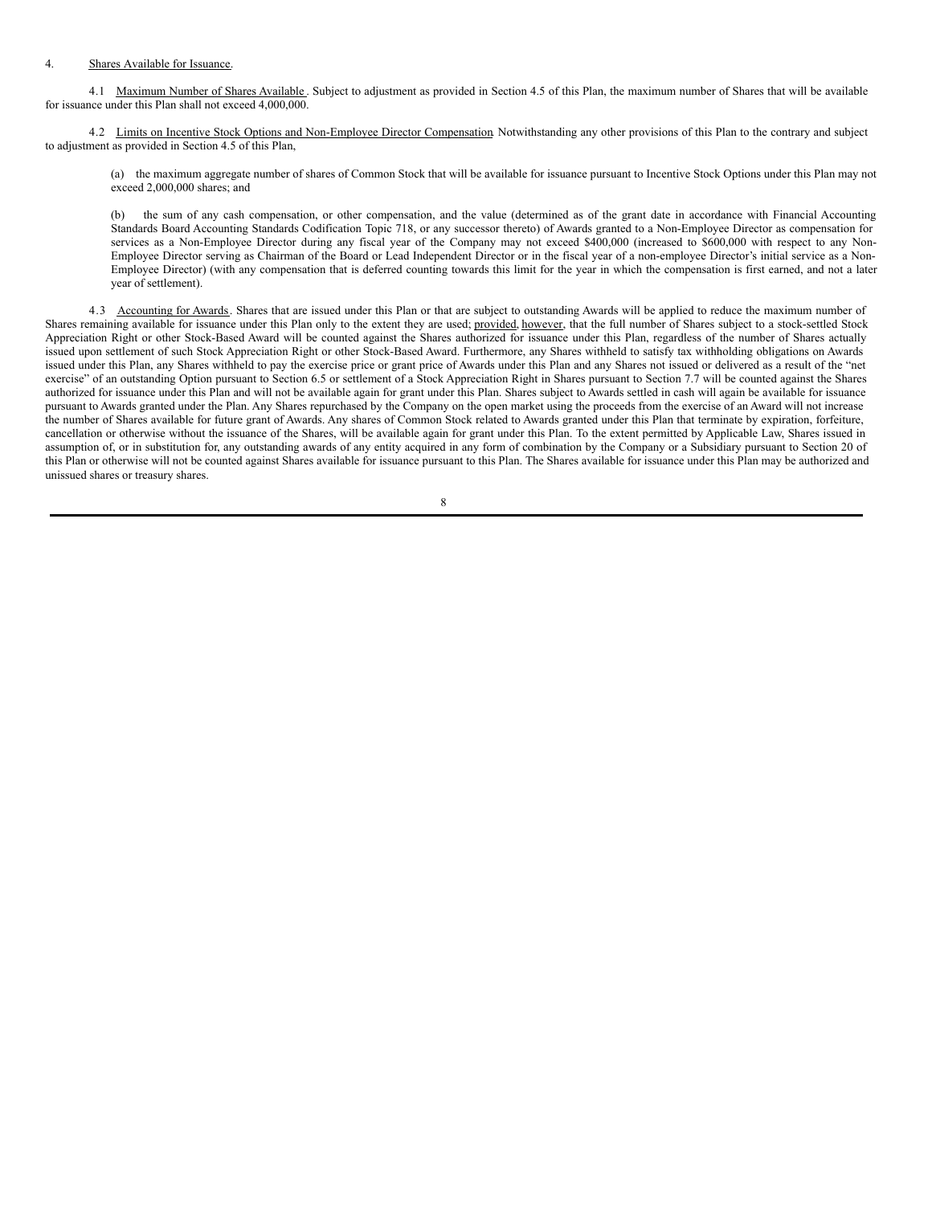4. Shares Available for Issuance.

4.1 Maximum Number of Shares Available. Subject to adjustment as provided in Section 4.5 of this Plan, the maximum number of Shares that will be available for issuance under this Plan shall not exceed 4,000,000.

4.2 Limits on Incentive Stock Options and Non-Employee Director Compensation. Notwithstanding any other provisions of this Plan to the contrary and subject to adjustment as provided in Section 4.5 of this Plan,

(a) the maximum aggregate number of shares of Common Stock that will be available for issuance pursuant to Incentive Stock Options under this Plan may not exceed 2,000,000 shares; and

(b) the sum of any cash compensation, or other compensation, and the value (determined as of the grant date in accordance with Financial Accounting Standards Board Accounting Standards Codification Topic 718, or any successor thereto) of Awards granted to a Non-Employee Director as compensation for services as a Non-Employee Director during any fiscal year of the Company may not exceed $400,000 (increased to $600,000 with respect to any Non-Employee Director serving as Chairman of the Board or Lead Independent Director or in the fiscal year of a non-employee Director's initial service as a Non-Employee Director) (with any compensation that is deferred counting towards this limit for the year in which the compensation is first earned, and not a later year of settlement).

4.3 Accounting for Awards. Shares that are issued under this Plan or that are subject to outstanding Awards will be applied to reduce the maximum number of Shares remaining available for issuance under this Plan only to the extent they are used; provided, however, that the full number of Shares subject to a stock-settled Stock Appreciation Right or other Stock-Based Award will be counted against the Shares authorized for issuance under this Plan, regardless of the number of Shares actually issued upon settlement of such Stock Appreciation Right or other Stock-Based Award. Furthermore, any Shares withheld to satisfy tax withholding obligations on Awards issued under this Plan, any Shares withheld to pay the exercise price or grant price of Awards under this Plan and any Shares not issued or delivered as a result of the "net exercise" of an outstanding Option pursuant to Section 6.5 or settlement of a Stock Appreciation Right in Shares pursuant to Section 7.7 will be counted against the Shares authorized for issuance under this Plan and will not be available again for grant under this Plan. Shares subject to Awards settled in cash will again be available for issuance pursuant to Awards granted under the Plan. Any Shares repurchased by the Company on the open market using the proceeds from the exercise of an Award will not increase the number of Shares available for future grant of Awards. Any shares of Common Stock related to Awards granted under this Plan that terminate by expiration, forfeiture, cancellation or otherwise without the issuance of the Shares, will be available again for grant under this Plan. To the extent permitted by Applicable Law, Shares issued in assumption of, or in substitution for, any outstanding awards of any entity acquired in any form of combination by the Company or a Subsidiary pursuant to Section 20 of this Plan or otherwise will not be counted against Shares available for issuance pursuant to this Plan. The Shares available for issuance under this Plan may be authorized and unissued shares or treasury shares.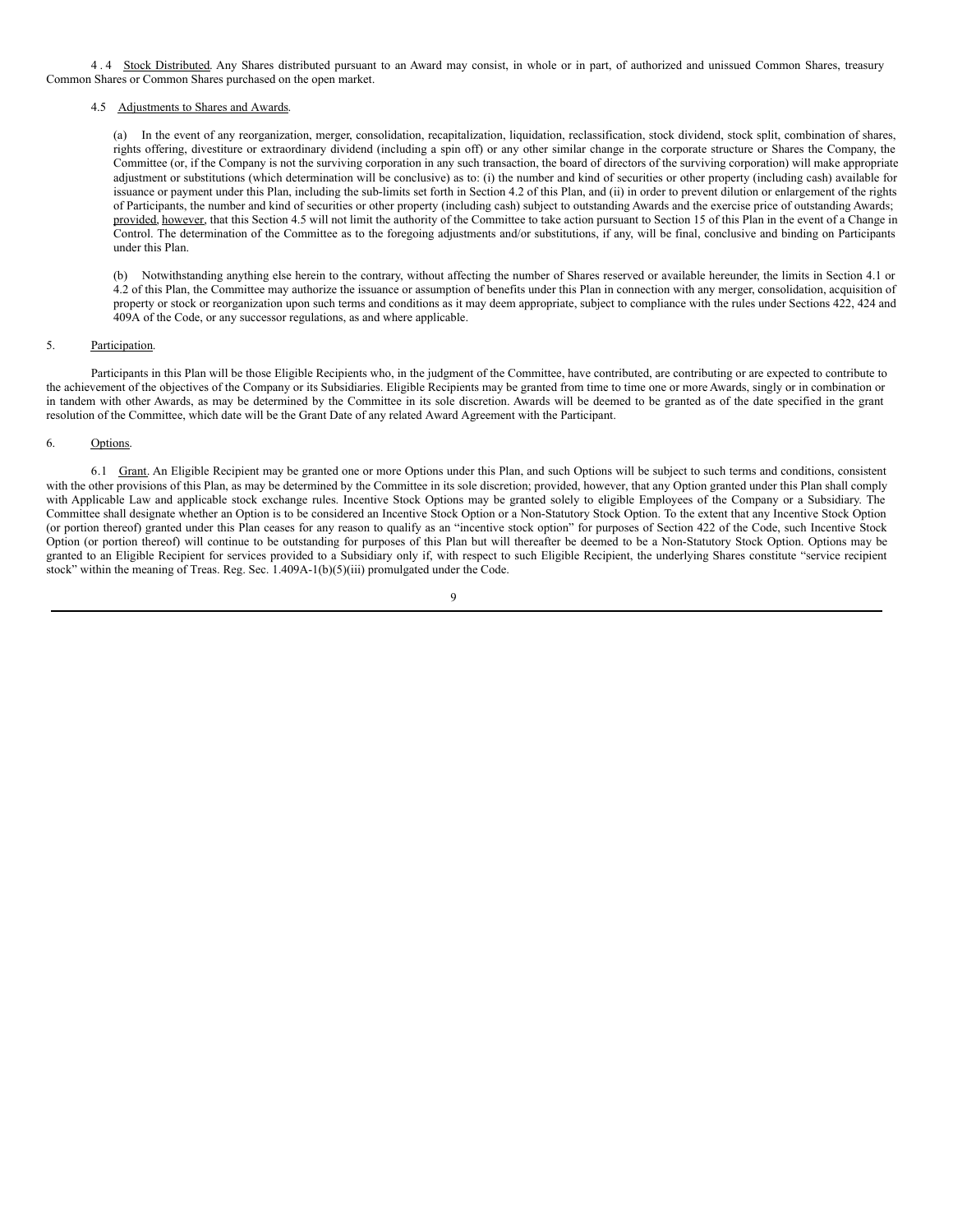4.4 Stock Distributed. Any Shares distributed pursuant to an Award may consist, in whole or in part, of authorized and unissued Common Shares, treasury Common Shares or Common Shares purchased on the open market.

4.5 Adjustments to Shares and Awards.

(a) In the event of any reorganization, merger, consolidation, recapitalization, liquidation, reclassification, stock dividend, stock split, combination of shares, rights offering, divestiture or extraordinary dividend (including a spin off) or any other similar change in the corporate structure or Shares the Company, the Committee (or, if the Company is not the surviving corporation in any such transaction, the board of directors of the surviving corporation) will make appropriate adjustment or substitutions (which determination will be conclusive) as to: (i) the number and kind of securities or other property (including cash) available for issuance or payment under this Plan, including the sub-limits set forth in Section 4.2 of this Plan, and (ii) in order to prevent dilution or enlargement of the rights of Participants, the number and kind of securities or other property (including cash) subject to outstanding Awards and the exercise price of outstanding Awards; provided, however, that this Section 4.5 will not limit the authority of the Committee to take action pursuant to Section 15 of this Plan in the event of a Change in Control. The determination of the Committee as to the foregoing adjustments and/or substitutions, if any, will be final, conclusive and binding on Participants under this Plan.

(b) Notwithstanding anything else herein to the contrary, without affecting the number of Shares reserved or available hereunder, the limits in Section 4.1 or 4.2 of this Plan, the Committee may authorize the issuance or assumption of benefits under this Plan in connection with any merger, consolidation, acquisition of property or stock or reorganization upon such terms and conditions as it may deem appropriate, subject to compliance with the rules under Sections 422, 424 and 409A of the Code, or any successor regulations, as and where applicable.

5. Participation.

Participants in this Plan will be those Eligible Recipients who, in the judgment of the Committee, have contributed, are contributing or are expected to contribute to the achievement of the objectives of the Company or its Subsidiaries. Eligible Recipients may be granted from time to time one or more Awards, singly or in combination or in tandem with other Awards, as may be determined by the Committee in its sole discretion. Awards will be deemed to be granted as of the date specified in the grant resolution of the Committee, which date will be the Grant Date of any related Award Agreement with the Participant.

6. Options.

6.1 Grant. An Eligible Recipient may be granted one or more Options under this Plan, and such Options will be subject to such terms and conditions, consistent with the other provisions of this Plan, as may be determined by the Committee in its sole discretion; provided, however, that any Option granted under this Plan shall comply with Applicable Law and applicable stock exchange rules. Incentive Stock Options may be granted solely to eligible Employees of the Company or a Subsidiary. The Committee shall designate whether an Option is to be considered an Incentive Stock Option or a Non-Statutory Stock Option. To the extent that any Incentive Stock Option (or portion thereof) granted under this Plan ceases for any reason to qualify as an "incentive stock option" for purposes of Section 422 of the Code, such Incentive Stock Option (or portion thereof) will continue to be outstanding for purposes of this Plan but will thereafter be deemed to be a Non-Statutory Stock Option. Options may be granted to an Eligible Recipient for services provided to a Subsidiary only if, with respect to such Eligible Recipient, the underlying Shares constitute "service recipient stock" within the meaning of Treas. Reg. Sec. 1.409A-1(b)(5)(iii) promulgated under the Code.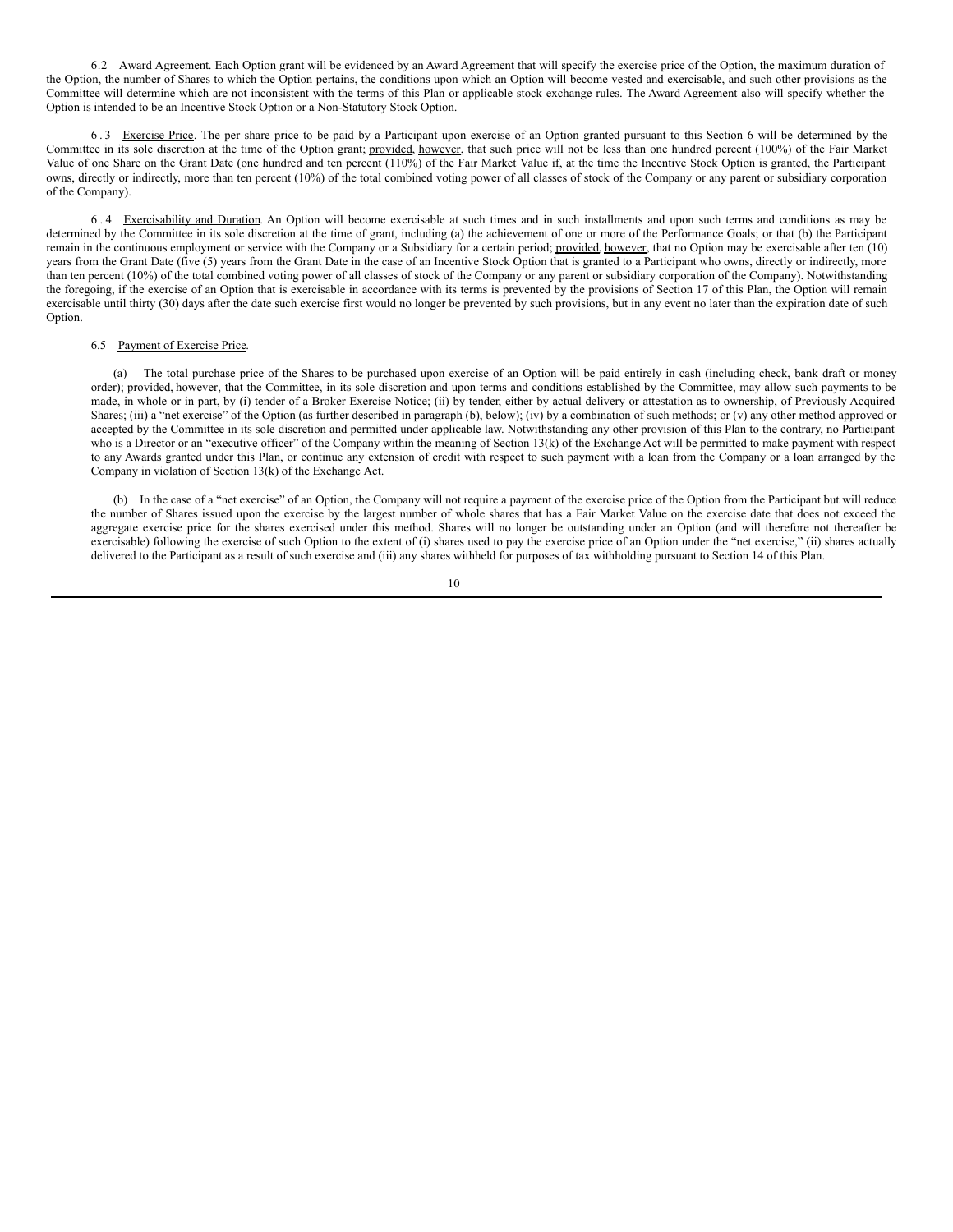6.2 Award Agreement. Each Option grant will be evidenced by an Award Agreement that will specify the exercise price of the Option, the maximum duration of the Option, the number of Shares to which the Option pertains, the conditions upon which an Option will become vested and exercisable, and such other provisions as the Committee will determine which are not inconsistent with the terms of this Plan or applicable stock exchange rules. The Award Agreement also will specify whether the Option is intended to be an Incentive Stock Option or a Non-Statutory Stock Option.

6.3 Exercise Price. The per share price to be paid by a Participant upon exercise of an Option granted pursuant to this Section 6 will be determined by the Committee in its sole discretion at the time of the Option grant; provided, however, that such price will not be less than one hundred percent (100%) of the Fair Market Value of one Share on the Grant Date (one hundred and ten percent (110%) of the Fair Market Value if, at the time the Incentive Stock Option is granted, the Participant owns, directly or indirectly, more than ten percent (10%) of the total combined voting power of all classes of stock of the Company or any parent or subsidiary corporation of the Company).

6.4 Exercisability and Duration. An Option will become exercisable at such times and in such installments and upon such terms and conditions as may be determined by the Committee in its sole discretion at the time of grant, including (a) the achievement of one or more of the Performance Goals; or that (b) the Participant remain in the continuous employment or service with the Company or a Subsidiary for a certain period; provided, however, that no Option may be exercisable after ten (10) years from the Grant Date (five (5) years from the Grant Date in the case of an Incentive Stock Option that is granted to a Participant who owns, directly or indirectly, more than ten percent (10%) of the total combined voting power of all classes of stock of the Company or any parent or subsidiary corporation of the Company). Notwithstanding the foregoing, if the exercise of an Option that is exercisable in accordance with its terms is prevented by the provisions of Section 17 of this Plan, the Option will remain exercisable until thirty (30) days after the date such exercise first would no longer be prevented by such provisions, but in any event no later than the expiration date of such Option.

6.5 Payment of Exercise Price.

(a) The total purchase price of the Shares to be purchased upon exercise of an Option will be paid entirely in cash (including check, bank draft or money order); provided, however, that the Committee, in its sole discretion and upon terms and conditions established by the Committee, may allow such payments to be made, in whole or in part, by (i) tender of a Broker Exercise Notice; (ii) by tender, either by actual delivery or attestation as to ownership, of Previously Acquired Shares; (iii) a "net exercise" of the Option (as further described in paragraph (b), below); (iv) by a combination of such methods; or (v) any other method approved or accepted by the Committee in its sole discretion and permitted under applicable law. Notwithstanding any other provision of this Plan to the contrary, no Participant who is a Director or an "executive officer" of the Company within the meaning of Section 13(k) of the Exchange Act will be permitted to make payment with respect to any Awards granted under this Plan, or continue any extension of credit with respect to such payment with a loan from the Company or a loan arranged by the Company in violation of Section 13(k) of the Exchange Act.

(b) In the case of a "net exercise" of an Option, the Company will not require a payment of the exercise price of the Option from the Participant but will reduce the number of Shares issued upon the exercise by the largest number of whole shares that has a Fair Market Value on the exercise date that does not exceed the aggregate exercise price for the shares exercised under this method. Shares will no longer be outstanding under an Option (and will therefore not thereafter be exercisable) following the exercise of such Option to the extent of (i) shares used to pay the exercise price of an Option under the "net exercise," (ii) shares actually delivered to the Participant as a result of such exercise and (iii) any shares withheld for purposes of tax withholding pursuant to Section 14 of this Plan.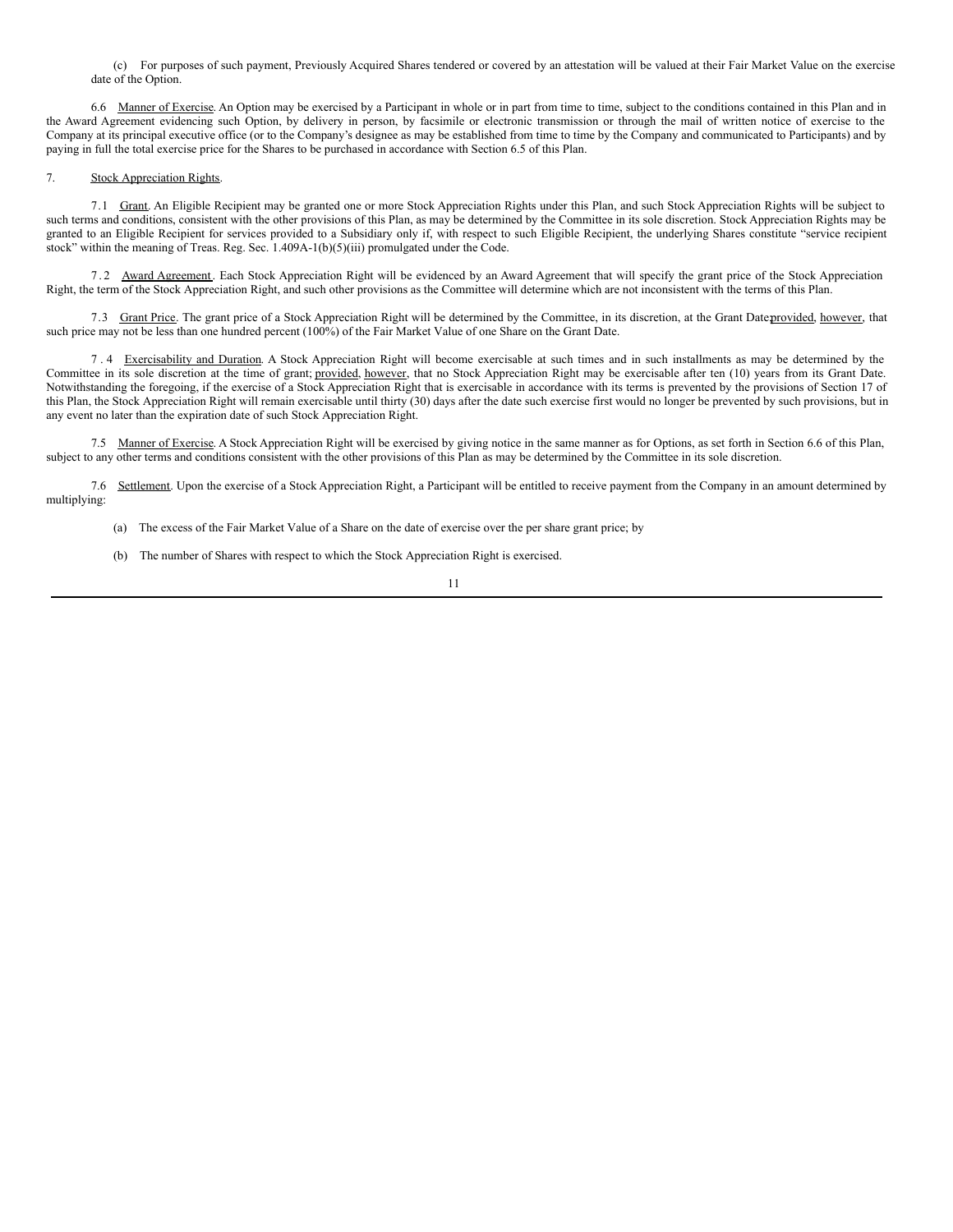(c) For purposes of such payment, Previously Acquired Shares tendered or covered by an attestation will be valued at their Fair Market Value on the exercise date of the Option.

6.6 Manner of Exercise. An Option may be exercised by a Participant in whole or in part from time to time, subject to the conditions contained in this Plan and in the Award Agreement evidencing such Option, by delivery in person, by facsimile or electronic transmission or through the mail of written notice of exercise to the Company at its principal executive office (or to the Company's designee as may be established from time to time by the Company and communicated to Participants) and by paying in full the total exercise price for the Shares to be purchased in accordance with Section 6.5 of this Plan.

7. Stock Appreciation Rights.

7.1 Grant. An Eligible Recipient may be granted one or more Stock Appreciation Rights under this Plan, and such Stock Appreciation Rights will be subject to such terms and conditions, consistent with the other provisions of this Plan, as may be determined by the Committee in its sole discretion. Stock Appreciation Rights may be granted to an Eligible Recipient for services provided to a Subsidiary only if, with respect to such Eligible Recipient, the underlying Shares constitute "service recipient stock" within the meaning of Treas. Reg. Sec. 1.409A-1(b)(5)(iii) promulgated under the Code.

7.2 Award Agreement. Each Stock Appreciation Right will be evidenced by an Award Agreement that will specify the grant price of the Stock Appreciation Right, the term of the Stock Appreciation Right, and such other provisions as the Committee will determine which are not inconsistent with the terms of this Plan.

7.3 Grant Price. The grant price of a Stock Appreciation Right will be determined by the Committee, in its discretion, at the Grant Date; provided, however, that such price may not be less than one hundred percent (100%) of the Fair Market Value of one Share on the Grant Date.

7.4 Exercisability and Duration. A Stock Appreciation Right will become exercisable at such times and in such installments as may be determined by the Committee in its sole discretion at the time of grant; provided, however, that no Stock Appreciation Right may be exercisable after ten (10) years from its Grant Date. Notwithstanding the foregoing, if the exercise of a Stock Appreciation Right that is exercisable in accordance with its terms is prevented by the provisions of Section 17 of this Plan, the Stock Appreciation Right will remain exercisable until thirty (30) days after the date such exercise first would no longer be prevented by such provisions, but in any event no later than the expiration date of such Stock Appreciation Right.

7.5 Manner of Exercise. A Stock Appreciation Right will be exercised by giving notice in the same manner as for Options, as set forth in Section 6.6 of this Plan, subject to any other terms and conditions consistent with the other provisions of this Plan as may be determined by the Committee in its sole discretion.

7.6 Settlement. Upon the exercise of a Stock Appreciation Right, a Participant will be entitled to receive payment from the Company in an amount determined by multiplying:

(a) The excess of the Fair Market Value of a Share on the date of exercise over the per share grant price; by

(b) The number of Shares with respect to which the Stock Appreciation Right is exercised.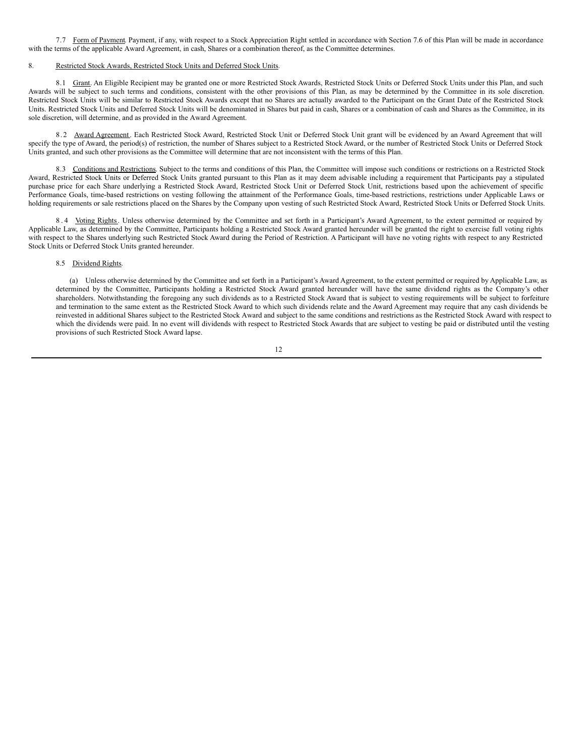7.7 Form of Payment. Payment, if any, with respect to a Stock Appreciation Right settled in accordance with Section 7.6 of this Plan will be made in accordance with the terms of the applicable Award Agreement, in cash, Shares or a combination thereof, as the Committee determines.

8. Restricted Stock Awards, Restricted Stock Units and Deferred Stock Units.

8.1 Grant. An Eligible Recipient may be granted one or more Restricted Stock Awards, Restricted Stock Units or Deferred Stock Units under this Plan, and such Awards will be subject to such terms and conditions, consistent with the other provisions of this Plan, as may be determined by the Committee in its sole discretion. Restricted Stock Units will be similar to Restricted Stock Awards except that no Shares are actually awarded to the Participant on the Grant Date of the Restricted Stock Units. Restricted Stock Units and Deferred Stock Units will be denominated in Shares but paid in cash, Shares or a combination of cash and Shares as the Committee, in its sole discretion, will determine, and as provided in the Award Agreement.

8.2 Award Agreement. Each Restricted Stock Award, Restricted Stock Unit or Deferred Stock Unit grant will be evidenced by an Award Agreement that will specify the type of Award, the period(s) of restriction, the number of Shares subject to a Restricted Stock Award, or the number of Restricted Stock Units or Deferred Stock Units granted, and such other provisions as the Committee will determine that are not inconsistent with the terms of this Plan.

8.3 Conditions and Restrictions. Subject to the terms and conditions of this Plan, the Committee will impose such conditions or restrictions on a Restricted Stock Award, Restricted Stock Units or Deferred Stock Units granted pursuant to this Plan as it may deem advisable including a requirement that Participants pay a stipulated purchase price for each Share underlying a Restricted Stock Award, Restricted Stock Unit or Deferred Stock Unit, restrictions based upon the achievement of specific Performance Goals, time-based restrictions on vesting following the attainment of the Performance Goals, time-based restrictions, restrictions under Applicable Laws or holding requirements or sale restrictions placed on the Shares by the Company upon vesting of such Restricted Stock Award, Restricted Stock Units or Deferred Stock Units.

8.4 Voting Rights. Unless otherwise determined by the Committee and set forth in a Participant's Award Agreement, to the extent permitted or required by Applicable Law, as determined by the Committee, Participants holding a Restricted Stock Award granted hereunder will be granted the right to exercise full voting rights with respect to the Shares underlying such Restricted Stock Award during the Period of Restriction. A Participant will have no voting rights with respect to any Restricted Stock Units or Deferred Stock Units granted hereunder.

8.5 Dividend Rights.

(a) Unless otherwise determined by the Committee and set forth in a Participant's Award Agreement, to the extent permitted or required by Applicable Law, as determined by the Committee, Participants holding a Restricted Stock Award granted hereunder will have the same dividend rights as the Company's other shareholders. Notwithstanding the foregoing any such dividends as to a Restricted Stock Award that is subject to vesting requirements will be subject to forfeiture and termination to the same extent as the Restricted Stock Award to which such dividends relate and the Award Agreement may require that any cash dividends be reinvested in additional Shares subject to the Restricted Stock Award and subject to the same conditions and restrictions as the Restricted Stock Award with respect to which the dividends were paid. In no event will dividends with respect to Restricted Stock Awards that are subject to vesting be paid or distributed until the vesting provisions of such Restricted Stock Award lapse.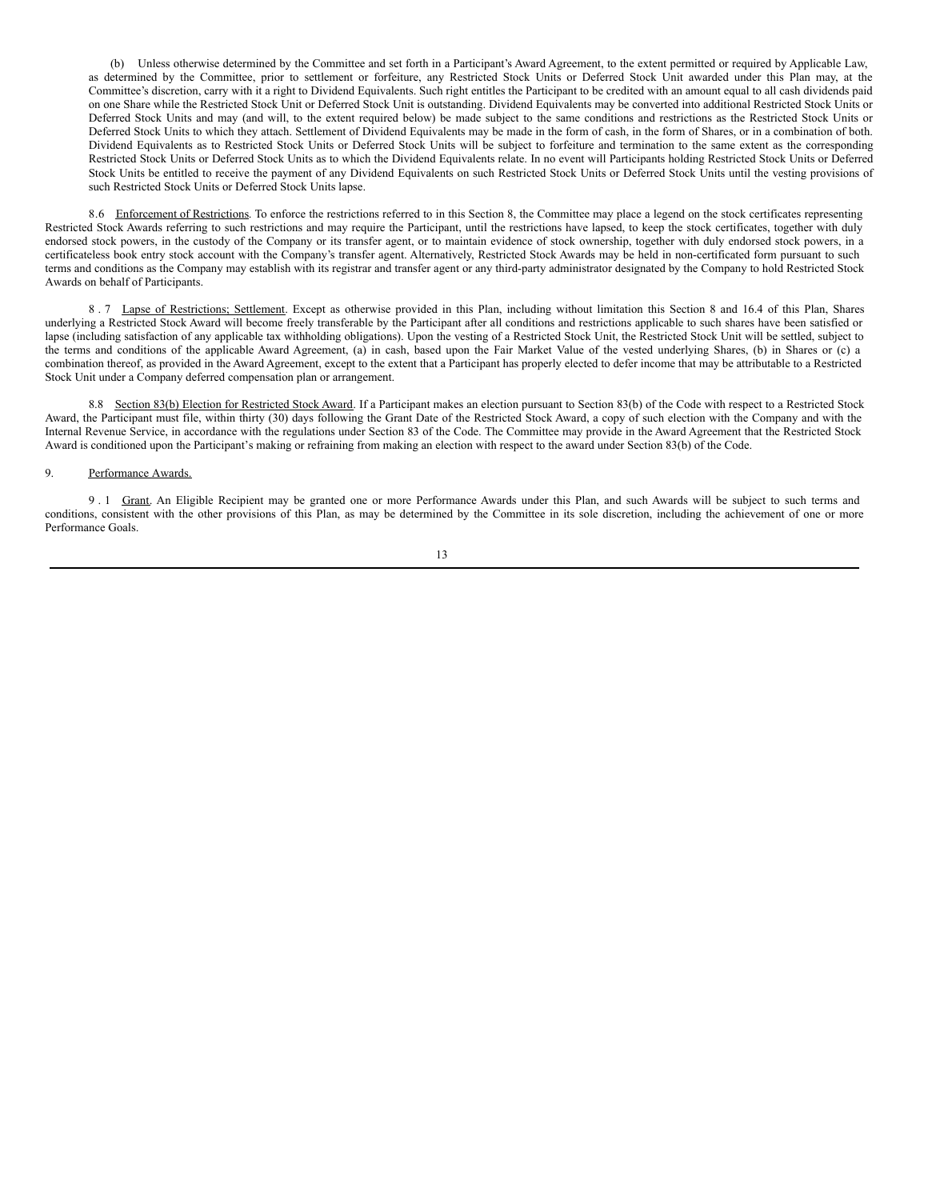(b) Unless otherwise determined by the Committee and set forth in a Participant's Award Agreement, to the extent permitted or required by Applicable Law, as determined by the Committee, prior to settlement or forfeiture, any Restricted Stock Units or Deferred Stock Unit awarded under this Plan may, at the Committee's discretion, carry with it a right to Dividend Equivalents. Such right entitles the Participant to be credited with an amount equal to all cash dividends paid on one Share while the Restricted Stock Unit or Deferred Stock Unit is outstanding. Dividend Equivalents may be converted into additional Restricted Stock Units or Deferred Stock Units and may (and will, to the extent required below) be made subject to the same conditions and restrictions as the Restricted Stock Units or Deferred Stock Units to which they attach. Settlement of Dividend Equivalents may be made in the form of cash, in the form of Shares, or in a combination of both. Dividend Equivalents as to Restricted Stock Units or Deferred Stock Units will be subject to forfeiture and termination to the same extent as the corresponding Restricted Stock Units or Deferred Stock Units as to which the Dividend Equivalents relate. In no event will Participants holding Restricted Stock Units or Deferred Stock Units be entitled to receive the payment of any Dividend Equivalents on such Restricted Stock Units or Deferred Stock Units until the vesting provisions of such Restricted Stock Units or Deferred Stock Units lapse.

8.6 Enforcement of Restrictions. To enforce the restrictions referred to in this Section 8, the Committee may place a legend on the stock certificates representing Restricted Stock Awards referring to such restrictions and may require the Participant, until the restrictions have lapsed, to keep the stock certificates, together with duly endorsed stock powers, in the custody of the Company or its transfer agent, or to maintain evidence of stock ownership, together with duly endorsed stock powers, in a certificateless book entry stock account with the Company's transfer agent. Alternatively, Restricted Stock Awards may be held in non-certificated form pursuant to such terms and conditions as the Company may establish with its registrar and transfer agent or any third-party administrator designated by the Company to hold Restricted Stock Awards on behalf of Participants.

8.7 Lapse of Restrictions; Settlement. Except as otherwise provided in this Plan, including without limitation this Section 8 and 16.4 of this Plan, Shares underlying a Restricted Stock Award will become freely transferable by the Participant after all conditions and restrictions applicable to such shares have been satisfied or lapse (including satisfaction of any applicable tax withholding obligations). Upon the vesting of a Restricted Stock Unit, the Restricted Stock Unit will be settled, subject to the terms and conditions of the applicable Award Agreement, (a) in cash, based upon the Fair Market Value of the vested underlying Shares, (b) in Shares or (c) a combination thereof, as provided in the Award Agreement, except to the extent that a Participant has properly elected to defer income that may be attributable to a Restricted Stock Unit under a Company deferred compensation plan or arrangement.

8.8 Section 83(b) Election for Restricted Stock Award. If a Participant makes an election pursuant to Section 83(b) of the Code with respect to a Restricted Stock Award, the Participant must file, within thirty (30) days following the Grant Date of the Restricted Stock Award, a copy of such election with the Company and with the Internal Revenue Service, in accordance with the regulations under Section 83 of the Code. The Committee may provide in the Award Agreement that the Restricted Stock Award is conditioned upon the Participant's making or refraining from making an election with respect to the award under Section 83(b) of the Code.

9. Performance Awards.

9.1 Grant. An Eligible Recipient may be granted one or more Performance Awards under this Plan, and such Awards will be subject to such terms and conditions, consistent with the other provisions of this Plan, as may be determined by the Committee in its sole discretion, including the achievement of one or more Performance Goals.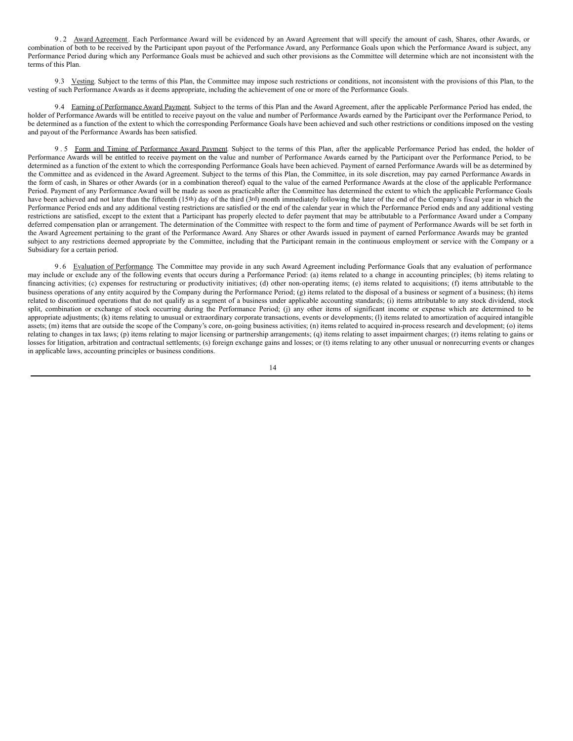9.2 Award Agreement. Each Performance Award will be evidenced by an Award Agreement that will specify the amount of cash, Shares, other Awards, or combination of both to be received by the Participant upon payout of the Performance Award, any Performance Goals upon which the Performance Award is subject, any Performance Period during which any Performance Goals must be achieved and such other provisions as the Committee will determine which are not inconsistent with the terms of this Plan.

9.3 Vesting. Subject to the terms of this Plan, the Committee may impose such restrictions or conditions, not inconsistent with the provisions of this Plan, to the vesting of such Performance Awards as it deems appropriate, including the achievement of one or more of the Performance Goals.

9.4 Earning of Performance Award Payment. Subject to the terms of this Plan and the Award Agreement, after the applicable Performance Period has ended, the holder of Performance Awards will be entitled to receive payout on the value and number of Performance Awards earned by the Participant over the Performance Period, to be determined as a function of the extent to which the corresponding Performance Goals have been achieved and such other restrictions or conditions imposed on the vesting and payout of the Performance Awards has been satisfied.

9.5 Form and Timing of Performance Award Payment. Subject to the terms of this Plan, after the applicable Performance Period has ended, the holder of Performance Awards will be entitled to receive payment on the value and number of Performance Awards earned by the Participant over the Performance Period, to be determined as a function of the extent to which the corresponding Performance Goals have been achieved. Payment of earned Performance Awards will be as determined by the Committee and as evidenced in the Award Agreement. Subject to the terms of this Plan, the Committee, in its sole discretion, may pay earned Performance Awards in the form of cash, in Shares or other Awards (or in a combination thereof) equal to the value of the earned Performance Awards at the close of the applicable Performance Period. Payment of any Performance Award will be made as soon as practicable after the Committee has determined the extent to which the applicable Performance Goals have been achieved and not later than the fifteenth (15th) day of the third (3rd) month immediately following the later of the end of the Company's fiscal year in which the Performance Period ends and any additional vesting restrictions are satisfied or the end of the calendar year in which the Performance Period ends and any additional vesting restrictions are satisfied, except to the extent that a Participant has properly elected to defer payment that may be attributable to a Performance Award under a Company deferred compensation plan or arrangement. The determination of the Committee with respect to the form and time of payment of Performance Awards will be set forth in the Award Agreement pertaining to the grant of the Performance Award. Any Shares or other Awards issued in payment of earned Performance Awards may be granted subject to any restrictions deemed appropriate by the Committee, including that the Participant remain in the continuous employment or service with the Company or a Subsidiary for a certain period.

9.6 Evaluation of Performance. The Committee may provide in any such Award Agreement including Performance Goals that any evaluation of performance may include or exclude any of the following events that occurs during a Performance Period: (a) items related to a change in accounting principles; (b) items relating to financing activities; (c) expenses for restructuring or productivity initiatives; (d) other non-operating items; (e) items related to acquisitions; (f) items attributable to the business operations of any entity acquired by the Company during the Performance Period; (g) items related to the disposal of a business or segment of a business; (h) items related to discontinued operations that do not qualify as a segment of a business under applicable accounting standards; (i) items attributable to any stock dividend, stock split, combination or exchange of stock occurring during the Performance Period; (j) any other items of significant income or expense which are determined to be appropriate adjustments; (k) items relating to unusual or extraordinary corporate transactions, events or developments; (l) items related to amortization of acquired intangible assets; (m) items that are outside the scope of the Company's core, on-going business activities; (n) items related to acquired in-process research and development; (o) items relating to changes in tax laws; (p) items relating to major licensing or partnership arrangements; (q) items relating to asset impairment charges; (r) items relating to gains or losses for litigation, arbitration and contractual settlements; (s) foreign exchange gains and losses; or (t) items relating to any other unusual or nonrecurring events or changes in applicable laws, accounting principles or business conditions.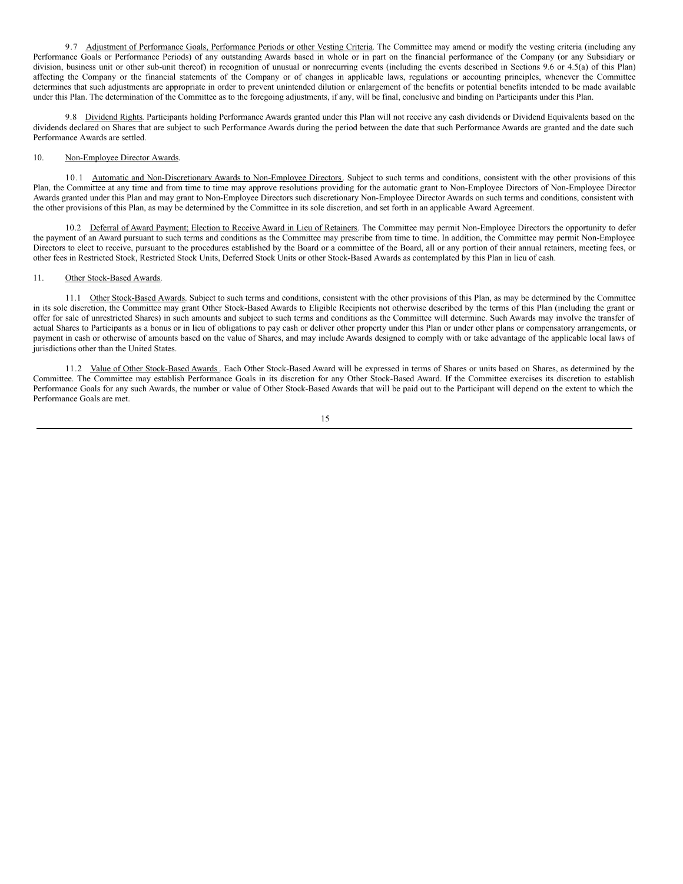9.7 Adjustment of Performance Goals, Performance Periods or other Vesting Criteria. The Committee may amend or modify the vesting criteria (including any Performance Goals or Performance Periods) of any outstanding Awards based in whole or in part on the financial performance of the Company (or any Subsidiary or division, business unit or other sub-unit thereof) in recognition of unusual or nonrecurring events (including the events described in Sections 9.6 or 4.5(a) of this Plan) affecting the Company or the financial statements of the Company or of changes in applicable laws, regulations or accounting principles, whenever the Committee determines that such adjustments are appropriate in order to prevent unintended dilution or enlargement of the benefits or potential benefits intended to be made available under this Plan. The determination of the Committee as to the foregoing adjustments, if any, will be final, conclusive and binding on Participants under this Plan.

9.8 Dividend Rights. Participants holding Performance Awards granted under this Plan will not receive any cash dividends or Dividend Equivalents based on the dividends declared on Shares that are subject to such Performance Awards during the period between the date that such Performance Awards are granted and the date such Performance Awards are settled.

10. Non-Employee Director Awards.

10.1 Automatic and Non-Discretionary Awards to Non-Employee Directors. Subject to such terms and conditions, consistent with the other provisions of this Plan, the Committee at any time and from time to time may approve resolutions providing for the automatic grant to Non-Employee Directors of Non-Employee Director Awards granted under this Plan and may grant to Non-Employee Directors such discretionary Non-Employee Director Awards on such terms and conditions, consistent with the other provisions of this Plan, as may be determined by the Committee in its sole discretion, and set forth in an applicable Award Agreement.

10.2 Deferral of Award Payment; Election to Receive Award in Lieu of Retainers. The Committee may permit Non-Employee Directors the opportunity to defer the payment of an Award pursuant to such terms and conditions as the Committee may prescribe from time to time. In addition, the Committee may permit Non-Employee Directors to elect to receive, pursuant to the procedures established by the Board or a committee of the Board, all or any portion of their annual retainers, meeting fees, or other fees in Restricted Stock, Restricted Stock Units, Deferred Stock Units or other Stock-Based Awards as contemplated by this Plan in lieu of cash.

11. Other Stock-Based Awards.

11.1 Other Stock-Based Awards. Subject to such terms and conditions, consistent with the other provisions of this Plan, as may be determined by the Committee in its sole discretion, the Committee may grant Other Stock-Based Awards to Eligible Recipients not otherwise described by the terms of this Plan (including the grant or offer for sale of unrestricted Shares) in such amounts and subject to such terms and conditions as the Committee will determine. Such Awards may involve the transfer of actual Shares to Participants as a bonus or in lieu of obligations to pay cash or deliver other property under this Plan or under other plans or compensatory arrangements, or payment in cash or otherwise of amounts based on the value of Shares, and may include Awards designed to comply with or take advantage of the applicable local laws of jurisdictions other than the United States.

11.2 Value of Other Stock-Based Awards. Each Other Stock-Based Award will be expressed in terms of Shares or units based on Shares, as determined by the Committee. The Committee may establish Performance Goals in its discretion for any Other Stock-Based Award. If the Committee exercises its discretion to establish Performance Goals for any such Awards, the number or value of Other Stock-Based Awards that will be paid out to the Participant will depend on the extent to which the Performance Goals are met.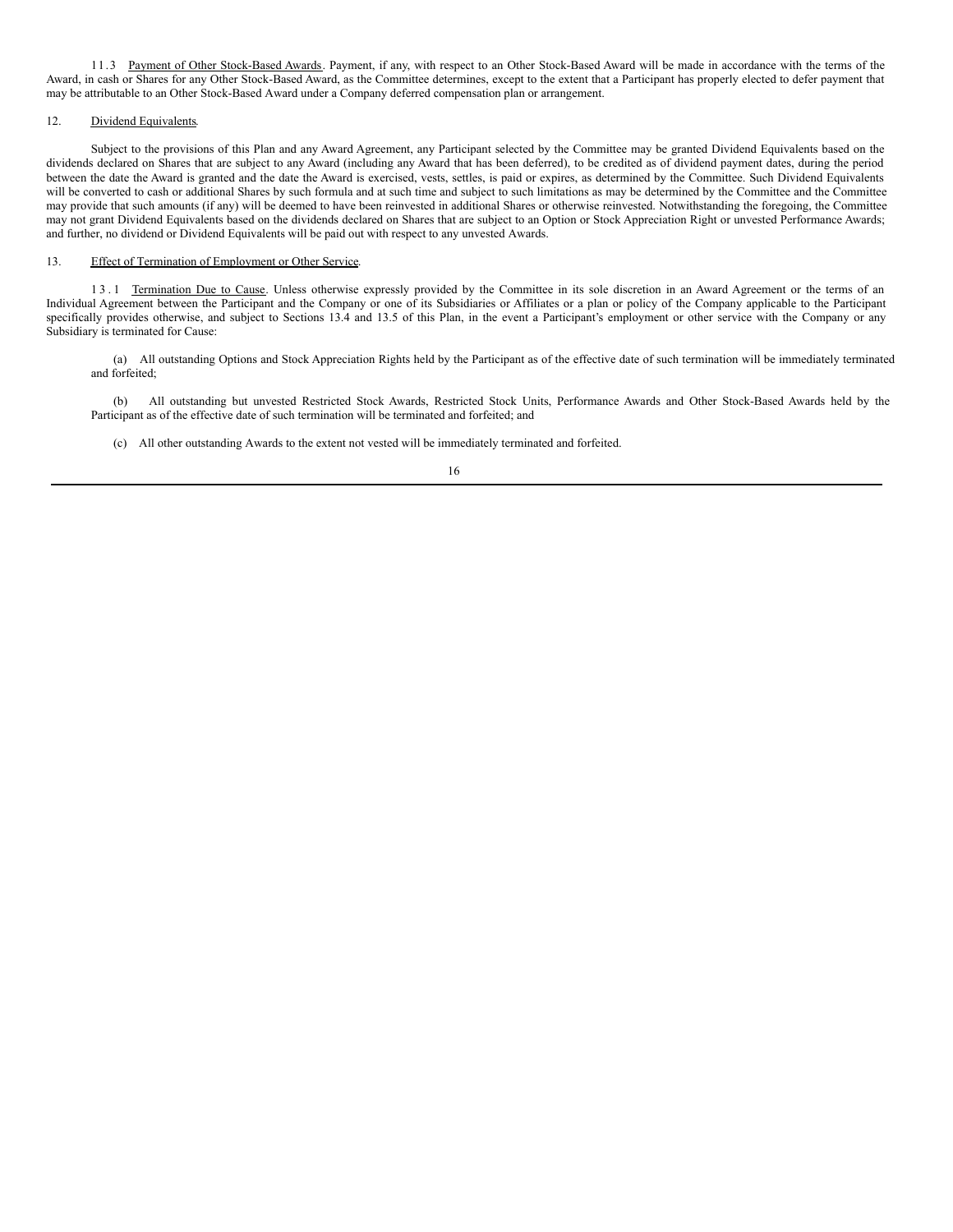11.3 Payment of Other Stock-Based Awards. Payment, if any, with respect to an Other Stock-Based Award will be made in accordance with the terms of the Award, in cash or Shares for any Other Stock-Based Award, as the Committee determines, except to the extent that a Participant has properly elected to defer payment that may be attributable to an Other Stock-Based Award under a Company deferred compensation plan or arrangement.

12. Dividend Equivalents.

Subject to the provisions of this Plan and any Award Agreement, any Participant selected by the Committee may be granted Dividend Equivalents based on the dividends declared on Shares that are subject to any Award (including any Award that has been deferred), to be credited as of dividend payment dates, during the period between the date the Award is granted and the date the Award is exercised, vests, settles, is paid or expires, as determined by the Committee. Such Dividend Equivalents will be converted to cash or additional Shares by such formula and at such time and subject to such limitations as may be determined by the Committee and the Committee may provide that such amounts (if any) will be deemed to have been reinvested in additional Shares or otherwise reinvested. Notwithstanding the foregoing, the Committee may not grant Dividend Equivalents based on the dividends declared on Shares that are subject to an Option or Stock Appreciation Right or unvested Performance Awards; and further, no dividend or Dividend Equivalents will be paid out with respect to any unvested Awards.

13. Effect of Termination of Employment or Other Service.

13.1 Termination Due to Cause. Unless otherwise expressly provided by the Committee in its sole discretion in an Award Agreement or the terms of an Individual Agreement between the Participant and the Company or one of its Subsidiaries or Affiliates or a plan or policy of the Company applicable to the Participant specifically provides otherwise, and subject to Sections 13.4 and 13.5 of this Plan, in the event a Participant's employment or other service with the Company or any Subsidiary is terminated for Cause:

(a) All outstanding Options and Stock Appreciation Rights held by the Participant as of the effective date of such termination will be immediately terminated and forfeited;

(b) All outstanding but unvested Restricted Stock Awards, Restricted Stock Units, Performance Awards and Other Stock-Based Awards held by the Participant as of the effective date of such termination will be terminated and forfeited; and

(c) All other outstanding Awards to the extent not vested will be immediately terminated and forfeited.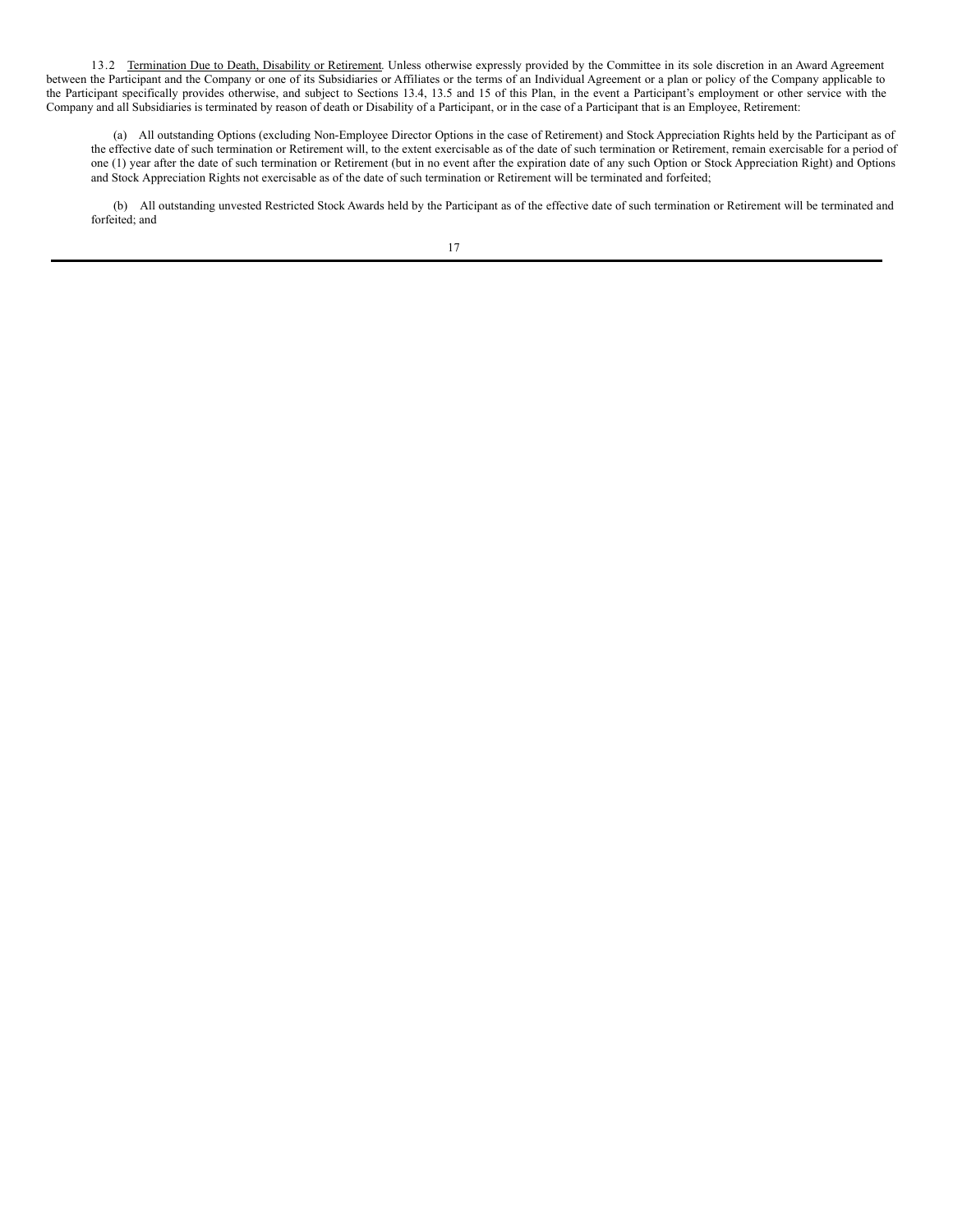13.2 Termination Due to Death, Disability or Retirement. Unless otherwise expressly provided by the Committee in its sole discretion in an Award Agreement between the Participant and the Company or one of its Subsidiaries or Affiliates or the terms of an Individual Agreement or a plan or policy of the Company applicable to the Participant specifically provides otherwise, and subject to Sections 13.4, 13.5 and 15 of this Plan, in the event a Participant's employment or other service with the Company and all Subsidiaries is terminated by reason of death or Disability of a Participant, or in the case of a Participant that is an Employee, Retirement:

(a) All outstanding Options (excluding Non-Employee Director Options in the case of Retirement) and Stock Appreciation Rights held by the Participant as of the effective date of such termination or Retirement will, to the extent exercisable as of the date of such termination or Retirement, remain exercisable for a period of one (1) year after the date of such termination or Retirement (but in no event after the expiration date of any such Option or Stock Appreciation Right) and Options and Stock Appreciation Rights not exercisable as of the date of such termination or Retirement will be terminated and forfeited;

(b) All outstanding unvested Restricted Stock Awards held by the Participant as of the effective date of such termination or Retirement will be terminated and forfeited; and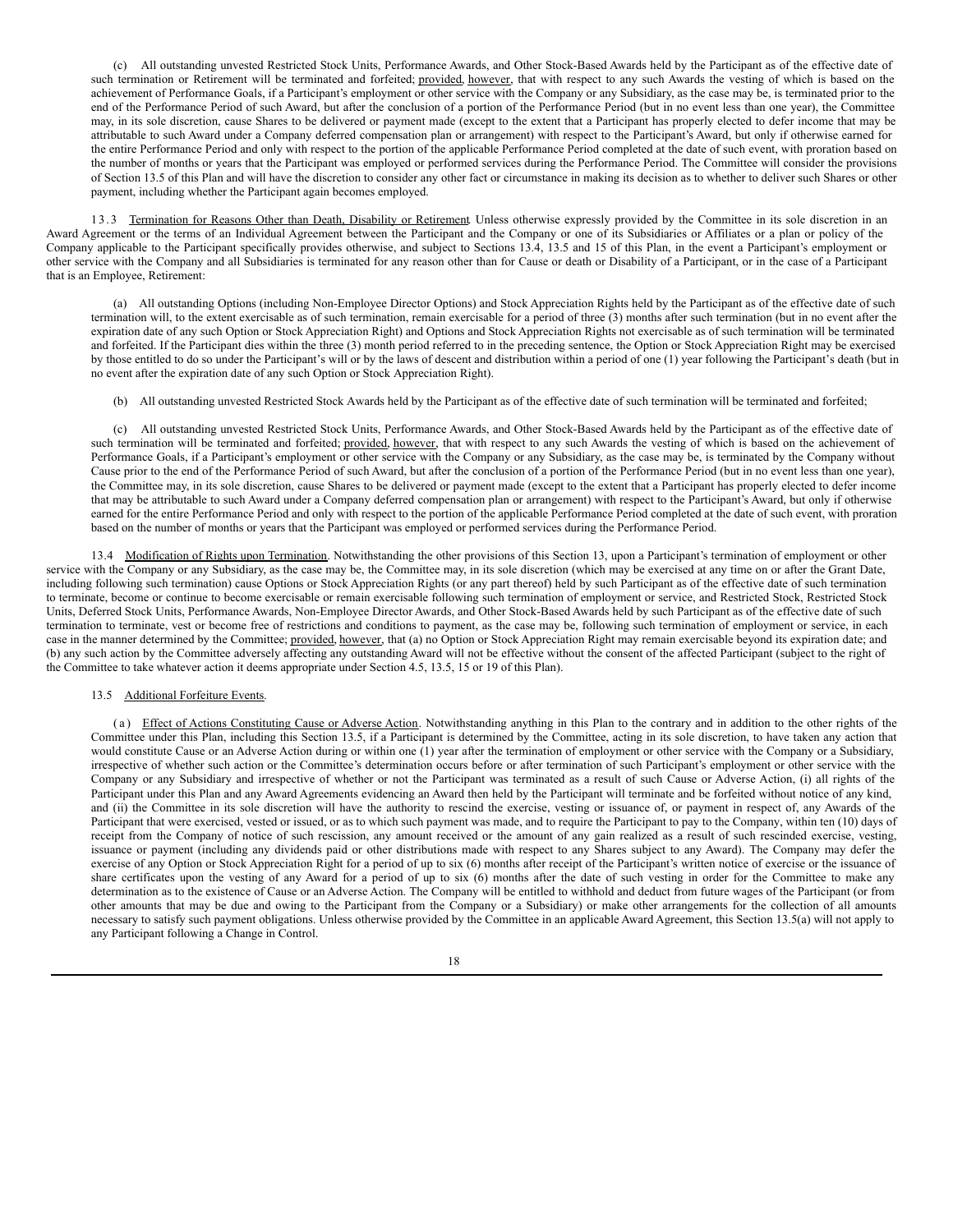(c) All outstanding unvested Restricted Stock Units, Performance Awards, and Other Stock-Based Awards held by the Participant as of the effective date of such termination or Retirement will be terminated and forfeited; provided, however, that with respect to any such Awards the vesting of which is based on the achievement of Performance Goals, if a Participant's employment or other service with the Company or any Subsidiary, as the case may be, is terminated prior to the end of the Performance Period of such Award, but after the conclusion of a portion of the Performance Period (but in no event less than one year), the Committee may, in its sole discretion, cause Shares to be delivered or payment made (except to the extent that a Participant has properly elected to defer income that may be attributable to such Award under a Company deferred compensation plan or arrangement) with respect to the Participant's Award, but only if otherwise earned for the entire Performance Period and only with respect to the portion of the applicable Performance Period completed at the date of such event, with proration based on the number of months or years that the Participant was employed or performed services during the Performance Period. The Committee will consider the provisions of Section 13.5 of this Plan and will have the discretion to consider any other fact or circumstance in making its decision as to whether to deliver such Shares or other payment, including whether the Participant again becomes employed.

13.3 Termination for Reasons Other than Death, Disability or Retirement. Unless otherwise expressly provided by the Committee in its sole discretion in an Award Agreement or the terms of an Individual Agreement between the Participant and the Company or one of its Subsidiaries or Affiliates or a plan or policy of the Company applicable to the Participant specifically provides otherwise, and subject to Sections 13.4, 13.5 and 15 of this Plan, in the event a Participant's employment or other service with the Company and all Subsidiaries is terminated for any reason other than for Cause or death or Disability of a Participant, or in the case of a Participant that is an Employee, Retirement:

(a) All outstanding Options (including Non-Employee Director Options) and Stock Appreciation Rights held by the Participant as of the effective date of such termination will, to the extent exercisable as of such termination, remain exercisable for a period of three (3) months after such termination (but in no event after the expiration date of any such Option or Stock Appreciation Right) and Options and Stock Appreciation Rights not exercisable as of such termination will be terminated and forfeited. If the Participant dies within the three (3) month period referred to in the preceding sentence, the Option or Stock Appreciation Right may be exercised by those entitled to do so under the Participant's will or by the laws of descent and distribution within a period of one (1) year following the Participant's death (but in no event after the expiration date of any such Option or Stock Appreciation Right).

(b) All outstanding unvested Restricted Stock Awards held by the Participant as of the effective date of such termination will be terminated and forfeited;

(c) All outstanding unvested Restricted Stock Units, Performance Awards, and Other Stock-Based Awards held by the Participant as of the effective date of such termination will be terminated and forfeited; provided, however, that with respect to any such Awards the vesting of which is based on the achievement of Performance Goals, if a Participant's employment or other service with the Company or any Subsidiary, as the case may be, is terminated by the Company without Cause prior to the end of the Performance Period of such Award, but after the conclusion of a portion of the Performance Period (but in no event less than one year), the Committee may, in its sole discretion, cause Shares to be delivered or payment made (except to the extent that a Participant has properly elected to defer income that may be attributable to such Award under a Company deferred compensation plan or arrangement) with respect to the Participant's Award, but only if otherwise earned for the entire Performance Period and only with respect to the portion of the applicable Performance Period completed at the date of such event, with proration based on the number of months or years that the Participant was employed or performed services during the Performance Period.

13.4 Modification of Rights upon Termination. Notwithstanding the other provisions of this Section 13, upon a Participant's termination of employment or other service with the Company or any Subsidiary, as the case may be, the Committee may, in its sole discretion (which may be exercised at any time on or after the Grant Date, including following such termination) cause Options or Stock Appreciation Rights (or any part thereof) held by such Participant as of the effective date of such termination to terminate, become or continue to become exercisable or remain exercisable following such termination of employment or service, and Restricted Stock, Restricted Stock Units, Deferred Stock Units, Performance Awards, Non-Employee Director Awards, and Other Stock-Based Awards held by such Participant as of the effective date of such termination to terminate, vest or become free of restrictions and conditions to payment, as the case may be, following such termination of employment or service, in each case in the manner determined by the Committee; provided, however, that (a) no Option or Stock Appreciation Right may remain exercisable beyond its expiration date; and (b) any such action by the Committee adversely affecting any outstanding Award will not be effective without the consent of the affected Participant (subject to the right of the Committee to take whatever action it deems appropriate under Section 4.5, 13.5, 15 or 19 of this Plan).

13.5 Additional Forfeiture Events.

(a) Effect of Actions Constituting Cause or Adverse Action. Notwithstanding anything in this Plan to the contrary and in addition to the other rights of the Committee under this Plan, including this Section 13.5, if a Participant is determined by the Committee, acting in its sole discretion, to have taken any action that would constitute Cause or an Adverse Action during or within one (1) year after the termination of employment or other service with the Company or a Subsidiary, irrespective of whether such action or the Committee's determination occurs before or after termination of such Participant's employment or other service with the Company or any Subsidiary and irrespective of whether or not the Participant was terminated as a result of such Cause or Adverse Action, (i) all rights of the Participant under this Plan and any Award Agreements evidencing an Award then held by the Participant will terminate and be forfeited without notice of any kind, and (ii) the Committee in its sole discretion will have the authority to rescind the exercise, vesting or issuance of, or payment in respect of, any Awards of the Participant that were exercised, vested or issued, or as to which such payment was made, and to require the Participant to pay to the Company, within ten (10) days of receipt from the Company of notice of such rescission, any amount received or the amount of any gain realized as a result of such rescinded exercise, vesting, issuance or payment (including any dividends paid or other distributions made with respect to any Shares subject to any Award). The Company may defer the exercise of any Option or Stock Appreciation Right for a period of up to six (6) months after receipt of the Participant's written notice of exercise or the issuance of share certificates upon the vesting of any Award for a period of up to six (6) months after the date of such vesting in order for the Committee to make any determination as to the existence of Cause or an Adverse Action. The Company will be entitled to withhold and deduct from future wages of the Participant (or from other amounts that may be due and owing to the Participant from the Company or a Subsidiary) or make other arrangements for the collection of all amounts necessary to satisfy such payment obligations. Unless otherwise provided by the Committee in an applicable Award Agreement, this Section 13.5(a) will not apply to any Participant following a Change in Control.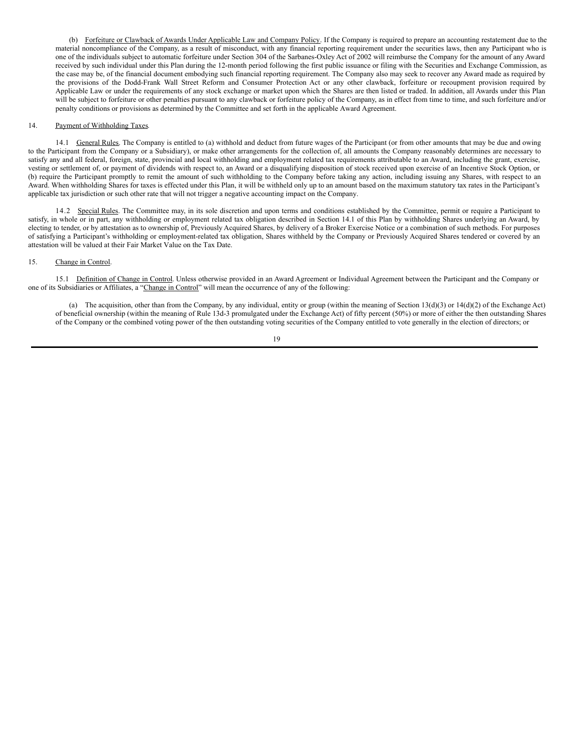(b) Forfeiture or Clawback of Awards Under Applicable Law and Company Policy. If the Company is required to prepare an accounting restatement due to the material noncompliance of the Company, as a result of misconduct, with any financial reporting requirement under the securities laws, then any Participant who is one of the individuals subject to automatic forfeiture under Section 304 of the Sarbanes-Oxley Act of 2002 will reimburse the Company for the amount of any Award received by such individual under this Plan during the 12-month period following the first public issuance or filing with the Securities and Exchange Commission, as the case may be, of the financial document embodying such financial reporting requirement. The Company also may seek to recover any Award made as required by the provisions of the Dodd-Frank Wall Street Reform and Consumer Protection Act or any other clawback, forfeiture or recoupment provision required by Applicable Law or under the requirements of any stock exchange or market upon which the Shares are then listed or traded. In addition, all Awards under this Plan will be subject to forfeiture or other penalties pursuant to any clawback or forfeiture policy of the Company, as in effect from time to time, and such forfeiture and/or penalty conditions or provisions as determined by the Committee and set forth in the applicable Award Agreement.

14. Payment of Withholding Taxes.

14.1 General Rules. The Company is entitled to (a) withhold and deduct from future wages of the Participant (or from other amounts that may be due and owing to the Participant from the Company or a Subsidiary), or make other arrangements for the collection of, all amounts the Company reasonably determines are necessary to satisfy any and all federal, foreign, state, provincial and local withholding and employment related tax requirements attributable to an Award, including the grant, exercise, vesting or settlement of, or payment of dividends with respect to, an Award or a disqualifying disposition of stock received upon exercise of an Incentive Stock Option, or (b) require the Participant promptly to remit the amount of such withholding to the Company before taking any action, including issuing any Shares, with respect to an Award. When withholding Shares for taxes is effected under this Plan, it will be withheld only up to an amount based on the maximum statutory tax rates in the Participant's applicable tax jurisdiction or such other rate that will not trigger a negative accounting impact on the Company.

14.2 Special Rules. The Committee may, in its sole discretion and upon terms and conditions established by the Committee, permit or require a Participant to satisfy, in whole or in part, any withholding or employment related tax obligation described in Section 14.1 of this Plan by withholding Shares underlying an Award, by electing to tender, or by attestation as to ownership of, Previously Acquired Shares, by delivery of a Broker Exercise Notice or a combination of such methods. For purposes of satisfying a Participant's withholding or employment-related tax obligation, Shares withheld by the Company or Previously Acquired Shares tendered or covered by an attestation will be valued at their Fair Market Value on the Tax Date.

15. Change in Control.

15.1 Definition of Change in Control. Unless otherwise provided in an Award Agreement or Individual Agreement between the Participant and the Company or one of its Subsidiaries or Affiliates, a "Change in Control" will mean the occurrence of any of the following:

(a) The acquisition, other than from the Company, by any individual, entity or group (within the meaning of Section 13(d)(3) or 14(d)(2) of the Exchange Act) of beneficial ownership (within the meaning of Rule 13d-3 promulgated under the Exchange Act) of fifty percent (50%) or more of either the then outstanding Shares of the Company or the combined voting power of the then outstanding voting securities of the Company entitled to vote generally in the election of directors; or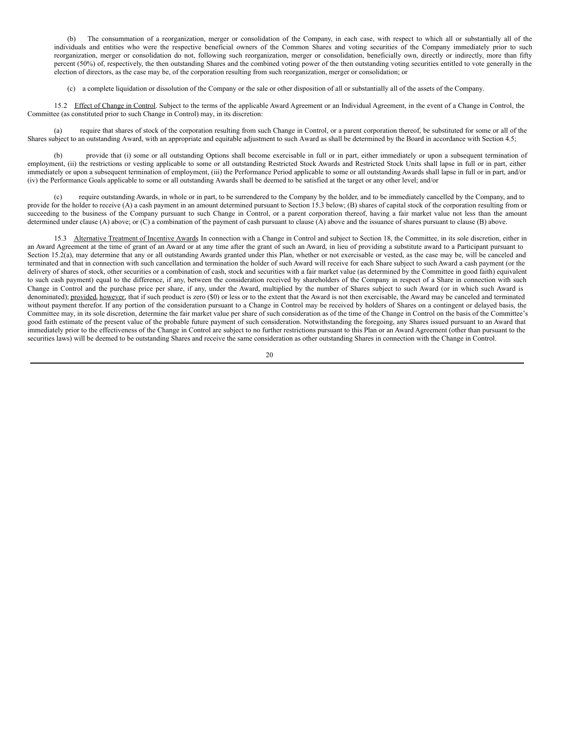(b) The consummation of a reorganization, merger or consolidation of the Company, in each case, with respect to which all or substantially all of the individuals and entities who were the respective beneficial owners of the Common Shares and voting securities of the Company immediately prior to such reorganization, merger or consolidation do not, following such reorganization, merger or consolidation, beneficially own, directly or indirectly, more than fifty percent (50%) of, respectively, the then outstanding Shares and the combined voting power of the then outstanding voting securities entitled to vote generally in the election of directors, as the case may be, of the corporation resulting from such reorganization, merger or consolidation; or

(c) a complete liquidation or dissolution of the Company or the sale or other disposition of all or substantially all of the assets of the Company.

15.2 Effect of Change in Control. Subject to the terms of the applicable Award Agreement or an Individual Agreement, in the event of a Change in Control, the Committee (as constituted prior to such Change in Control) may, in its discretion:

(a) require that shares of stock of the corporation resulting from such Change in Control, or a parent corporation thereof, be substituted for some or all of the Shares subject to an outstanding Award, with an appropriate and equitable adjustment to such Award as shall be determined by the Board in accordance with Section 4.5;

(b) provide that (i) some or all outstanding Options shall become exercisable in full or in part, either immediately or upon a subsequent termination of employment, (ii) the restrictions or vesting applicable to some or all outstanding Restricted Stock Awards and Restricted Stock Units shall lapse in full or in part, either immediately or upon a subsequent termination of employment, (iii) the Performance Period applicable to some or all outstanding Awards shall lapse in full or in part, and/or (iv) the Performance Goals applicable to some or all outstanding Awards shall be deemed to be satisfied at the target or any other level; and/or

(c) require outstanding Awards, in whole or in part, to be surrendered to the Company by the holder, and to be immediately cancelled by the Company, and to provide for the holder to receive (A) a cash payment in an amount determined pursuant to Section 15.3 below; (B) shares of capital stock of the corporation resulting from or succeeding to the business of the Company pursuant to such Change in Control, or a parent corporation thereof, having a fair market value not less than the amount determined under clause (A) above; or (C) a combination of the payment of cash pursuant to clause (A) above and the issuance of shares pursuant to clause (B) above.

15.3 Alternative Treatment of Incentive Awards In connection with a Change in Control and subject to Section 18, the Committee, in its sole discretion, either in an Award Agreement at the time of grant of an Award or at any time after the grant of such an Award, in lieu of providing a substitute award to a Participant pursuant to Section 15.2(a), may determine that any or all outstanding Awards granted under this Plan, whether or not exercisable or vested, as the case may be, will be canceled and terminated and that in connection with such cancellation and termination the holder of such Award will receive for each Share subject to such Award a cash payment (or the delivery of shares of stock, other securities or a combination of cash, stock and securities with a fair market value (as determined by the Committee in good faith) equivalent to such cash payment) equal to the difference, if any, between the consideration received by shareholders of the Company in respect of a Share in connection with such Change in Control and the purchase price per share, if any, under the Award, multiplied by the number of Shares subject to such Award (or in which such Award is denominated); provided, however, that if such product is zero ($0) or less or to the extent that the Award is not then exercisable, the Award may be canceled and terminated without payment therefor. If any portion of the consideration pursuant to a Change in Control may be received by holders of Shares on a contingent or delayed basis, the Committee may, in its sole discretion, determine the fair market value per share of such consideration as of the time of the Change in Control on the basis of the Committee's good faith estimate of the present value of the probable future payment of such consideration. Notwithstanding the foregoing, any Shares issued pursuant to an Award that immediately prior to the effectiveness of the Change in Control are subject to no further restrictions pursuant to this Plan or an Award Agreement (other than pursuant to the securities laws) will be deemed to be outstanding Shares and receive the same consideration as other outstanding Shares in connection with the Change in Control.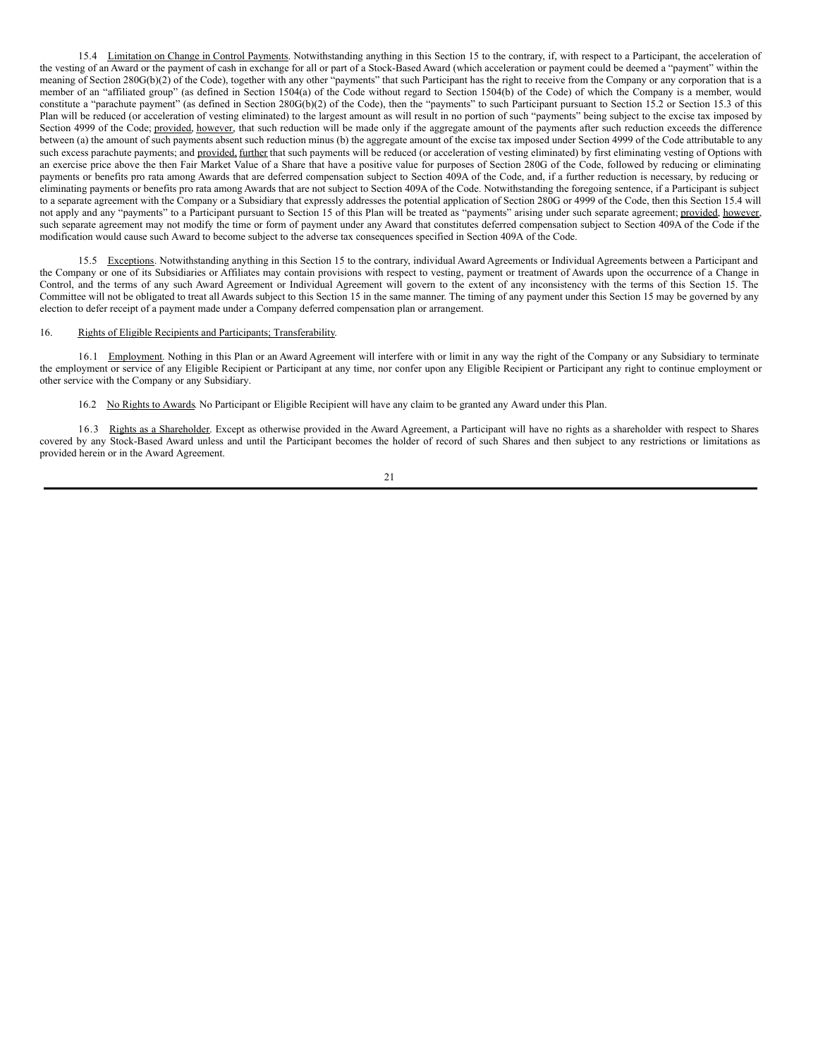15.4 Limitation on Change in Control Payments. Notwithstanding anything in this Section 15 to the contrary, if, with respect to a Participant, the acceleration of the vesting of an Award or the payment of cash in exchange for all or part of a Stock-Based Award (which acceleration or payment could be deemed a "payment" within the meaning of Section 280G(b)(2) of the Code), together with any other "payments" that such Participant has the right to receive from the Company or any corporation that is a member of an "affiliated group" (as defined in Section 1504(a) of the Code without regard to Section 1504(b) of the Code) of which the Company is a member, would constitute a "parachute payment" (as defined in Section 280G(b)(2) of the Code), then the "payments" to such Participant pursuant to Section 15.2 or Section 15.3 of this Plan will be reduced (or acceleration of vesting eliminated) to the largest amount as will result in no portion of such "payments" being subject to the excise tax imposed by Section 4999 of the Code; provided, however, that such reduction will be made only if the aggregate amount of the payments after such reduction exceeds the difference between (a) the amount of such payments absent such reduction minus (b) the aggregate amount of the excise tax imposed under Section 4999 of the Code attributable to any such excess parachute payments; and provided, further that such payments will be reduced (or acceleration of vesting eliminated) by first eliminating vesting of Options with an exercise price above the then Fair Market Value of a Share that have a positive value for purposes of Section 280G of the Code, followed by reducing or eliminating payments or benefits pro rata among Awards that are deferred compensation subject to Section 409A of the Code, and, if a further reduction is necessary, by reducing or eliminating payments or benefits pro rata among Awards that are not subject to Section 409A of the Code. Notwithstanding the foregoing sentence, if a Participant is subject to a separate agreement with the Company or a Subsidiary that expressly addresses the potential application of Section 280G or 4999 of the Code, then this Section 15.4 will not apply and any "payments" to a Participant pursuant to Section 15 of this Plan will be treated as "payments" arising under such separate agreement; provided, however, such separate agreement may not modify the time or form of payment under any Award that constitutes deferred compensation subject to Section 409A of the Code if the modification would cause such Award to become subject to the adverse tax consequences specified in Section 409A of the Code.

15.5 Exceptions. Notwithstanding anything in this Section 15 to the contrary, individual Award Agreements or Individual Agreements between a Participant and the Company or one of its Subsidiaries or Affiliates may contain provisions with respect to vesting, payment or treatment of Awards upon the occurrence of a Change in Control, and the terms of any such Award Agreement or Individual Agreement will govern to the extent of any inconsistency with the terms of this Section 15. The Committee will not be obligated to treat all Awards subject to this Section 15 in the same manner. The timing of any payment under this Section 15 may be governed by any election to defer receipt of a payment made under a Company deferred compensation plan or arrangement.

16. Rights of Eligible Recipients and Participants; Transferability.

16.1 Employment. Nothing in this Plan or an Award Agreement will interfere with or limit in any way the right of the Company or any Subsidiary to terminate the employment or service of any Eligible Recipient or Participant at any time, nor confer upon any Eligible Recipient or Participant any right to continue employment or other service with the Company or any Subsidiary.

16.2 No Rights to Awards. No Participant or Eligible Recipient will have any claim to be granted any Award under this Plan.

16.3 Rights as a Shareholder. Except as otherwise provided in the Award Agreement, a Participant will have no rights as a shareholder with respect to Shares covered by any Stock-Based Award unless and until the Participant becomes the holder of record of such Shares and then subject to any restrictions or limitations as provided herein or in the Award Agreement.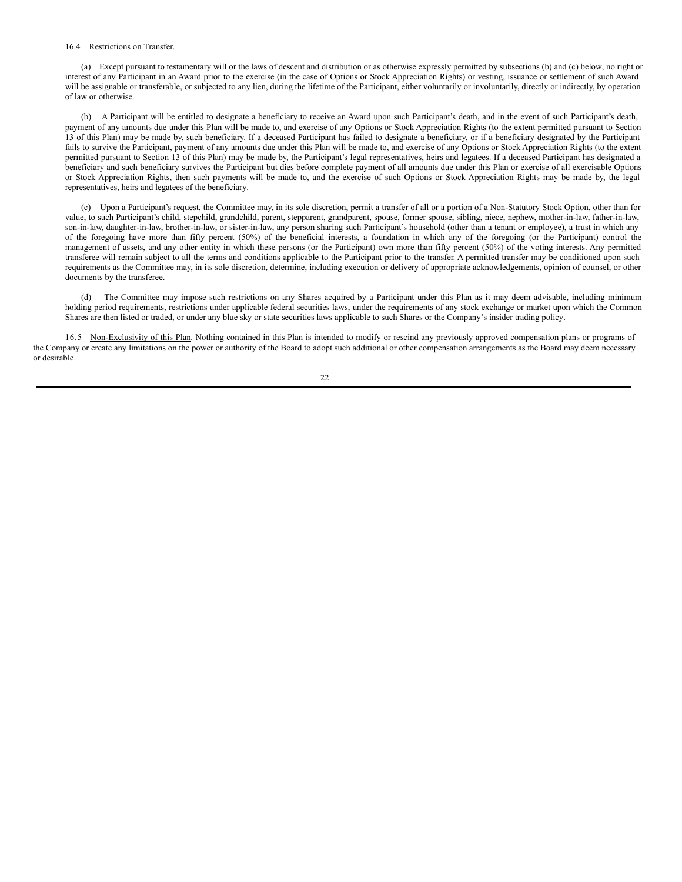16.4 Restrictions on Transfer.

(a) Except pursuant to testamentary will or the laws of descent and distribution or as otherwise expressly permitted by subsections (b) and (c) below, no right or interest of any Participant in an Award prior to the exercise (in the case of Options or Stock Appreciation Rights) or vesting, issuance or settlement of such Award will be assignable or transferable, or subjected to any lien, during the lifetime of the Participant, either voluntarily or involuntarily, directly or indirectly, by operation of law or otherwise.

(b) A Participant will be entitled to designate a beneficiary to receive an Award upon such Participant's death, and in the event of such Participant's death, payment of any amounts due under this Plan will be made to, and exercise of any Options or Stock Appreciation Rights (to the extent permitted pursuant to Section 13 of this Plan) may be made by, such beneficiary. If a deceased Participant has failed to designate a beneficiary, or if a beneficiary designated by the Participant fails to survive the Participant, payment of any amounts due under this Plan will be made to, and exercise of any Options or Stock Appreciation Rights (to the extent permitted pursuant to Section 13 of this Plan) may be made by, the Participant's legal representatives, heirs and legatees. If a deceased Participant has designated a beneficiary and such beneficiary survives the Participant but dies before complete payment of all amounts due under this Plan or exercise of all exercisable Options or Stock Appreciation Rights, then such payments will be made to, and the exercise of such Options or Stock Appreciation Rights may be made by, the legal representatives, heirs and legatees of the beneficiary.

(c) Upon a Participant's request, the Committee may, in its sole discretion, permit a transfer of all or a portion of a Non-Statutory Stock Option, other than for value, to such Participant's child, stepchild, grandchild, parent, stepparent, grandparent, spouse, former spouse, sibling, niece, nephew, mother-in-law, father-in-law, son-in-law, daughter-in-law, brother-in-law, or sister-in-law, any person sharing such Participant's household (other than a tenant or employee), a trust in which any of the foregoing have more than fifty percent (50%) of the beneficial interests, a foundation in which any of the foregoing (or the Participant) control the management of assets, and any other entity in which these persons (or the Participant) own more than fifty percent (50%) of the voting interests. Any permitted transferee will remain subject to all the terms and conditions applicable to the Participant prior to the transfer. A permitted transfer may be conditioned upon such requirements as the Committee may, in its sole discretion, determine, including execution or delivery of appropriate acknowledgements, opinion of counsel, or other documents by the transferee.

(d) The Committee may impose such restrictions on any Shares acquired by a Participant under this Plan as it may deem advisable, including minimum holding period requirements, restrictions under applicable federal securities laws, under the requirements of any stock exchange or market upon which the Common Shares are then listed or traded, or under any blue sky or state securities laws applicable to such Shares or the Company's insider trading policy.

16.5 Non-Exclusivity of this Plan. Nothing contained in this Plan is intended to modify or rescind any previously approved compensation plans or programs of the Company or create any limitations on the power or authority of the Board to adopt such additional or other compensation arrangements as the Board may deem necessary or desirable.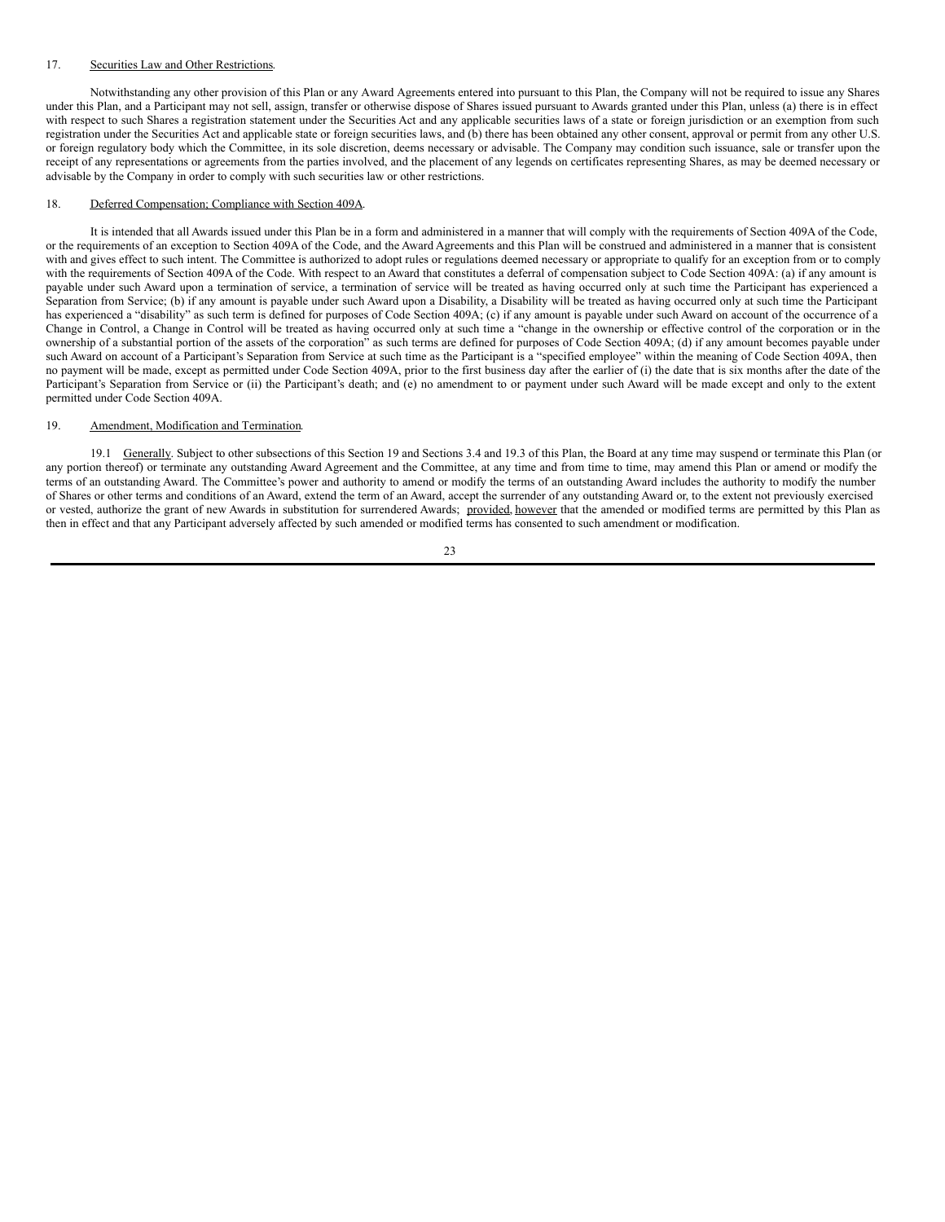17. <u>Securities Law and Other Restrictions</u>.

Notwithstanding any other provision of this Plan or any Award Agreements entered into pursuant to this Plan, the Company will not be required to issue any Shares under this Plan, and a Participant may not sell, assign, transfer or otherwise dispose of Shares issued pursuant to Awards granted under this Plan, unless (a) there is in effect with respect to such Shares a registration statement under the Securities Act and any applicable securities laws of a state or foreign jurisdiction or an exemption from such registration under the Securities Act and applicable state or foreign securities laws, and (b) there has been obtained any other consent, approval or permit from any other U.S. or foreign regulatory body which the Committee, in its sole discretion, deems necessary or advisable. The Company may condition such issuance, sale or transfer upon the receipt of any representations or agreements from the parties involved, and the placement of any legends on certificates representing Shares, as may be deemed necessary or advisable by the Company in order to comply with such securities law or other restrictions.

18. <u>Deferred Compensation; Compliance with Section 409A</u>.

It is intended that all Awards issued under this Plan be in a form and administered in a manner that will comply with the requirements of Section 409A of the Code, or the requirements of an exception to Section 409A of the Code, and the Award Agreements and this Plan will be construed and administered in a manner that is consistent with and gives effect to such intent. The Committee is authorized to adopt rules or regulations deemed necessary or appropriate to qualify for an exception from or to comply with the requirements of Section 409A of the Code. With respect to an Award that constitutes a deferral of compensation subject to Code Section 409A: (a) if any amount is payable under such Award upon a termination of service, a termination of service will be treated as having occurred only at such time the Participant has experienced a Separation from Service; (b) if any amount is payable under such Award upon a Disability, a Disability will be treated as having occurred only at such time the Participant has experienced a "disability" as such term is defined for purposes of Code Section 409A; (c) if any amount is payable under such Award on account of the occurrence of a Change in Control, a Change in Control will be treated as having occurred only at such time a "change in the ownership or effective control of the corporation or in the ownership of a substantial portion of the assets of the corporation" as such terms are defined for purposes of Code Section 409A; (d) if any amount becomes payable under such Award on account of a Participant's Separation from Service at such time as the Participant is a "specified employee" within the meaning of Code Section 409A, then no payment will be made, except as permitted under Code Section 409A, prior to the first business day after the earlier of (i) the date that is six months after the date of the Participant's Separation from Service or (ii) the Participant's death; and (e) no amendment to or payment under such Award will be made except and only to the extent permitted under Code Section 409A.

19. <u>Amendment, Modification and Termination</u>.

19.1 <u>Generally</u>. Subject to other subsections of this Section 19 and Sections 3.4 and 19.3 of this Plan, the Board at any time may suspend or terminate this Plan (or any portion thereof) or terminate any outstanding Award Agreement and the Committee, at any time and from time to time, may amend this Plan or amend or modify the terms of an outstanding Award. The Committee's power and authority to amend or modify the terms of an outstanding Award includes the authority to modify the number of Shares or other terms and conditions of an Award, extend the term of an Award, accept the surrender of any outstanding Award or, to the extent not previously exercised or vested, authorize the grant of new Awards in substitution for surrendered Awards; <u>provided</u>, <u>however</u> that the amended or modified terms are permitted by this Plan as then in effect and that any Participant adversely affected by such amended or modified terms has consented to such amendment or modification.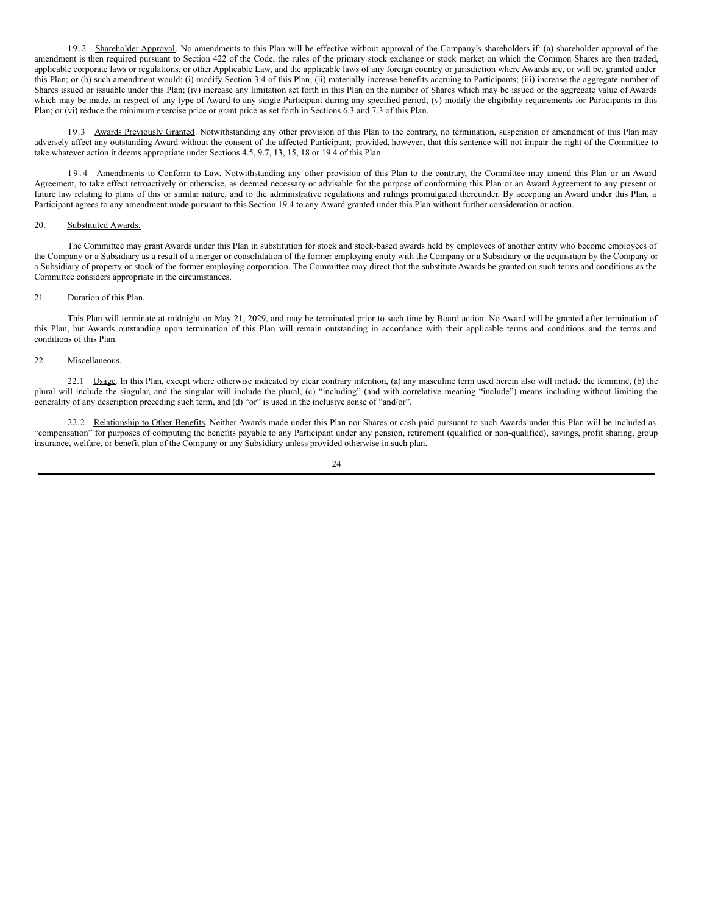19.2 Shareholder Approval. No amendments to this Plan will be effective without approval of the Company's shareholders if: (a) shareholder approval of the amendment is then required pursuant to Section 422 of the Code, the rules of the primary stock exchange or stock market on which the Common Shares are then traded, applicable corporate laws or regulations, or other Applicable Law, and the applicable laws of any foreign country or jurisdiction where Awards are, or will be, granted under this Plan; or (b) such amendment would: (i) modify Section 3.4 of this Plan; (ii) materially increase benefits accruing to Participants; (iii) increase the aggregate number of Shares issued or issuable under this Plan; (iv) increase any limitation set forth in this Plan on the number of Shares which may be issued or the aggregate value of Awards which may be made, in respect of any type of Award to any single Participant during any specified period; (v) modify the eligibility requirements for Participants in this Plan; or (vi) reduce the minimum exercise price or grant price as set forth in Sections 6.3 and 7.3 of this Plan.

19.3 Awards Previously Granted. Notwithstanding any other provision of this Plan to the contrary, no termination, suspension or amendment of this Plan may adversely affect any outstanding Award without the consent of the affected Participant; provided, however, that this sentence will not impair the right of the Committee to take whatever action it deems appropriate under Sections 4.5, 9.7, 13, 15, 18 or 19.4 of this Plan.

19.4 Amendments to Conform to Law. Notwithstanding any other provision of this Plan to the contrary, the Committee may amend this Plan or an Award Agreement, to take effect retroactively or otherwise, as deemed necessary or advisable for the purpose of conforming this Plan or an Award Agreement to any present or future law relating to plans of this or similar nature, and to the administrative regulations and rulings promulgated thereunder. By accepting an Award under this Plan, a Participant agrees to any amendment made pursuant to this Section 19.4 to any Award granted under this Plan without further consideration or action.

## 20. Substituted Awards.

The Committee may grant Awards under this Plan in substitution for stock and stock-based awards held by employees of another entity who become employees of the Company or a Subsidiary as a result of a merger or consolidation of the former employing entity with the Company or a Subsidiary or the acquisition by the Company or a Subsidiary of property or stock of the former employing corporation. The Committee may direct that the substitute Awards be granted on such terms and conditions as the Committee considers appropriate in the circumstances.

## 21. Duration of this Plan.

This Plan will terminate at midnight on May 21, 2029, and may be terminated prior to such time by Board action. No Award will be granted after termination of this Plan, but Awards outstanding upon termination of this Plan will remain outstanding in accordance with their applicable terms and conditions and the terms and conditions of this Plan.

## 22. Miscellaneous.

22.1 Usage. In this Plan, except where otherwise indicated by clear contrary intention, (a) any masculine term used herein also will include the feminine, (b) the plural will include the singular, and the singular will include the plural, (c) "including" (and with correlative meaning "include") means including without limiting the generality of any description preceding such term, and (d) "or" is used in the inclusive sense of "and/or".

22.2 Relationship to Other Benefits. Neither Awards made under this Plan nor Shares or cash paid pursuant to such Awards under this Plan will be included as "compensation" for purposes of computing the benefits payable to any Participant under any pension, retirement (qualified or non-qualified), savings, profit sharing, group insurance, welfare, or benefit plan of the Company or any Subsidiary unless provided otherwise in such plan.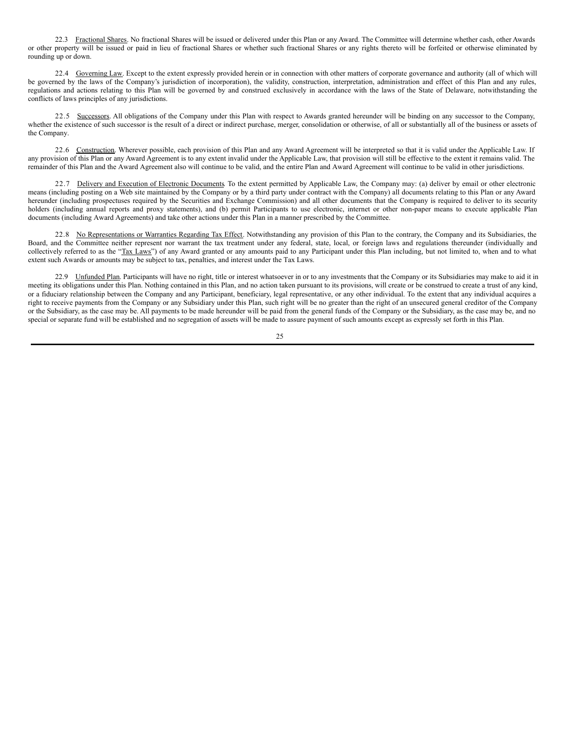22.3 Fractional Shares. No fractional Shares will be issued or delivered under this Plan or any Award. The Committee will determine whether cash, other Awards or other property will be issued or paid in lieu of fractional Shares or whether such fractional Shares or any rights thereto will be forfeited or otherwise eliminated by rounding up or down.

22.4 Governing Law. Except to the extent expressly provided herein or in connection with other matters of corporate governance and authority (all of which will be governed by the laws of the Company's jurisdiction of incorporation), the validity, construction, interpretation, administration and effect of this Plan and any rules, regulations and actions relating to this Plan will be governed by and construed exclusively in accordance with the laws of the State of Delaware, notwithstanding the conflicts of laws principles of any jurisdictions.

22.5 Successors. All obligations of the Company under this Plan with respect to Awards granted hereunder will be binding on any successor to the Company, whether the existence of such successor is the result of a direct or indirect purchase, merger, consolidation or otherwise, of all or substantially all of the business or assets of the Company.

22.6 Construction. Wherever possible, each provision of this Plan and any Award Agreement will be interpreted so that it is valid under the Applicable Law. If any provision of this Plan or any Award Agreement is to any extent invalid under the Applicable Law, that provision will still be effective to the extent it remains valid. The remainder of this Plan and the Award Agreement also will continue to be valid, and the entire Plan and Award Agreement will continue to be valid in other jurisdictions.

22.7 Delivery and Execution of Electronic Documents. To the extent permitted by Applicable Law, the Company may: (a) deliver by email or other electronic means (including posting on a Web site maintained by the Company or by a third party under contract with the Company) all documents relating to this Plan or any Award hereunder (including prospectuses required by the Securities and Exchange Commission) and all other documents that the Company is required to deliver to its security holders (including annual reports and proxy statements), and (b) permit Participants to use electronic, internet or other non-paper means to execute applicable Plan documents (including Award Agreements) and take other actions under this Plan in a manner prescribed by the Committee.

22.8 No Representations or Warranties Regarding Tax Effect. Notwithstanding any provision of this Plan to the contrary, the Company and its Subsidiaries, the Board, and the Committee neither represent nor warrant the tax treatment under any federal, state, local, or foreign laws and regulations thereunder (individually and collectively referred to as the "Tax Laws") of any Award granted or any amounts paid to any Participant under this Plan including, but not limited to, when and to what extent such Awards or amounts may be subject to tax, penalties, and interest under the Tax Laws.

22.9 Unfunded Plan. Participants will have no right, title or interest whatsoever in or to any investments that the Company or its Subsidiaries may make to aid it in meeting its obligations under this Plan. Nothing contained in this Plan, and no action taken pursuant to its provisions, will create or be construed to create a trust of any kind, or a fiduciary relationship between the Company and any Participant, beneficiary, legal representative, or any other individual. To the extent that any individual acquires a right to receive payments from the Company or any Subsidiary under this Plan, such right will be no greater than the right of an unsecured general creditor of the Company or the Subsidiary, as the case may be. All payments to be made hereunder will be paid from the general funds of the Company or the Subsidiary, as the case may be, and no special or separate fund will be established and no segregation of assets will be made to assure payment of such amounts except as expressly set forth in this Plan.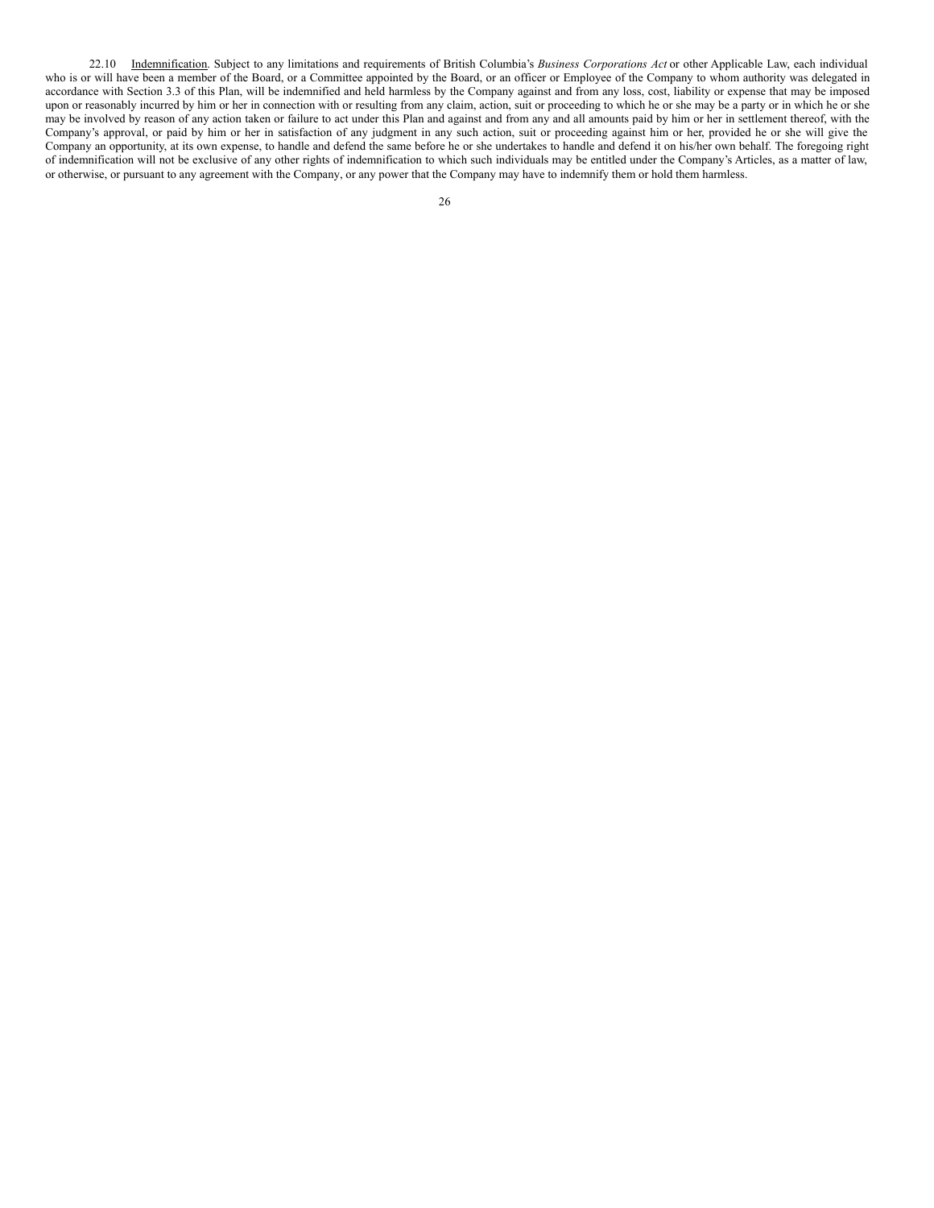22.10 Indemnification. Subject to any limitations and requirements of British Columbia's *Business Corporations Act* or other Applicable Law, each individual who is or will have been a member of the Board, or a Committee appointed by the Board, or an officer or Employee of the Company to whom authority was delegated in accordance with Section 3.3 of this Plan, will be indemnified and held harmless by the Company against and from any loss, cost, liability or expense that may be imposed upon or reasonably incurred by him or her in connection with or resulting from any claim, action, suit or proceeding to which he or she may be a party or in which he or she may be involved by reason of any action taken or failure to act under this Plan and against and from any and all amounts paid by him or her in settlement thereof, with the Company's approval, or paid by him or her in satisfaction of any judgment in any such action, suit or proceeding against him or her, provided he or she will give the Company an opportunity, at its own expense, to handle and defend the same before he or she undertakes to handle and defend it on his/her own behalf. The foregoing right of indemnification will not be exclusive of any other rights of indemnification to which such individuals may be entitled under the Company's Articles, as a matter of law, or otherwise, or pursuant to any agreement with the Company, or any power that the Company may have to indemnify them or hold them harmless.